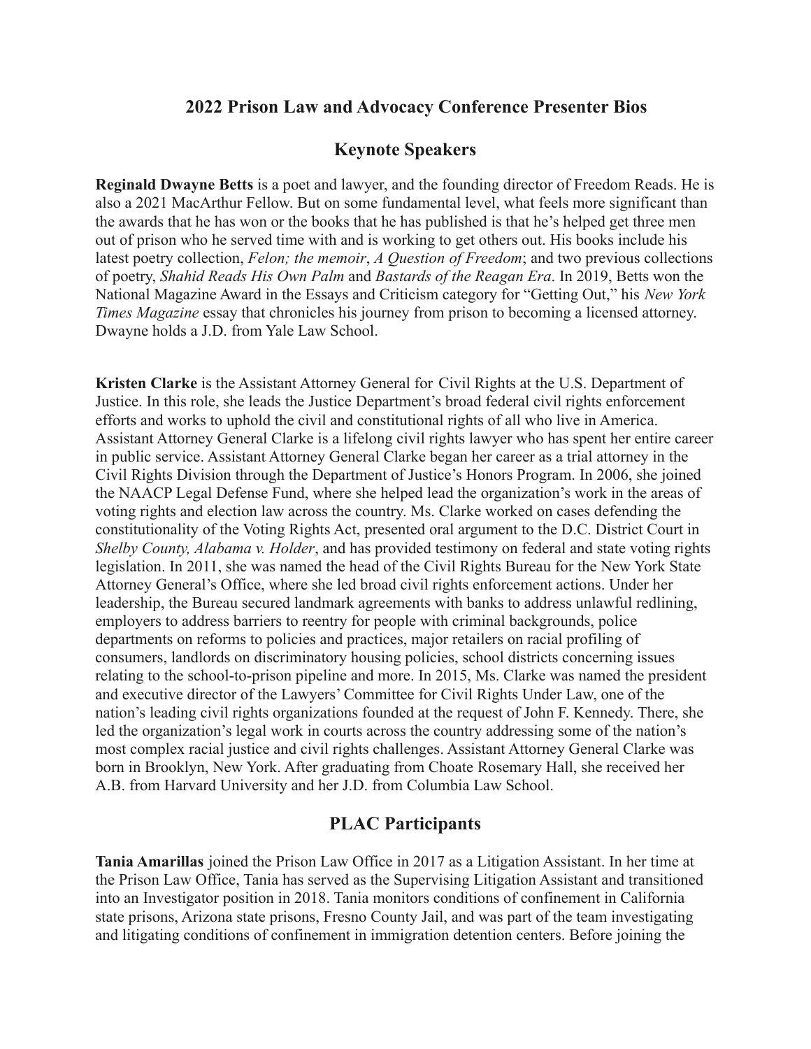# 2022 Prison Law and Advocacy Conference Presenter Bios

## Keynote Speakers

**Reginald Dwayne Betts** is a poet and lawyer, and the founding director of Freedom Reads. He is also a 2021 MacArthur Fellow. But on some fundamental level, what feels more significant than the awards that he has won or the books that he has published is that he's helped get three men out of prison who he served time with and is working to get others out. His books include his latest poetry collection, *Felon; the memoir*, *A Question of Freedom*; and two previous collections of poetry, *Shahid Reads His Own Palm* and *Bastards of the Reagan Era*. In 2019, Betts won the National Magazine Award in the Essays and Criticism category for "Getting Out," his *New York Times Magazine* essay that chronicles his journey from prison to becoming a licensed attorney. Dwayne holds a J.D. from Yale Law School.

**Kristen Clarke** is the Assistant Attorney General for Civil Rights at the U.S. Department of Justice. In this role, she leads the Justice Department's broad federal civil rights enforcement efforts and works to uphold the civil and constitutional rights of all who live in America. Assistant Attorney General Clarke is a lifelong civil rights lawyer who has spent her entire career in public service. Assistant Attorney General Clarke began her career as a trial attorney in the Civil Rights Division through the Department of Justice's Honors Program. In 2006, she joined the NAACP Legal Defense Fund, where she helped lead the organization's work in the areas of voting rights and election law across the country. Ms. Clarke worked on cases defending the constitutionality of the Voting Rights Act, presented oral argument to the D.C. District Court in *Shelby County, Alabama v. Holder*, and has provided testimony on federal and state voting rights legislation. In 2011, she was named the head of the Civil Rights Bureau for the New York State Attorney General's Office, where she led broad civil rights enforcement actions. Under her leadership, the Bureau secured landmark agreements with banks to address unlawful redlining, employers to address barriers to reentry for people with criminal backgrounds, police departments on reforms to policies and practices, major retailers on racial profiling of consumers, landlords on discriminatory housing policies, school districts concerning issues relating to the school-to-prison pipeline and more. In 2015, Ms. Clarke was named the president and executive director of the Lawyers' Committee for Civil Rights Under Law, one of the nation's leading civil rights organizations founded at the request of John F. Kennedy. There, she led the organization's legal work in courts across the country addressing some of the nation's most complex racial justice and civil rights challenges. Assistant Attorney General Clarke was born in Brooklyn, New York. After graduating from Choate Rosemary Hall, she received her A.B. from Harvard University and her J.D. from Columbia Law School.

## PLAC Participants

**Tania Amarillas** joined the Prison Law Office in 2017 as a Litigation Assistant. In her time at the Prison Law Office, Tania has served as the Supervising Litigation Assistant and transitioned into an Investigator position in 2018. Tania monitors conditions of confinement in California state prisons, Arizona state prisons, Fresno County Jail, and was part of the team investigating and litigating conditions of confinement in immigration detention centers. Before joining the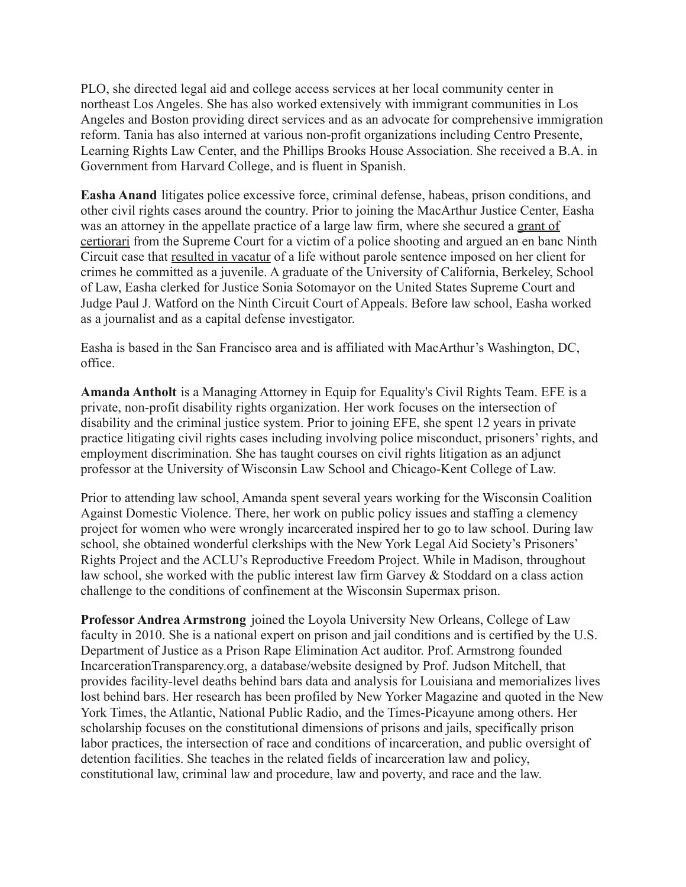PLO, she directed legal aid and college access services at her local community center in northeast Los Angeles. She has also worked extensively with immigrant communities in Los Angeles and Boston providing direct services and as an advocate for comprehensive immigration reform. Tania has also interned at various non-profit organizations including Centro Presente, Learning Rights Law Center, and the Phillips Brooks House Association. She received a B.A. in Government from Harvard College, and is fluent in Spanish.

**Easha Anand** litigates police excessive force, criminal defense, habeas, prison conditions, and other civil rights cases around the country. Prior to joining the MacArthur Justice Center, Easha was an attorney in the appellate practice of a large law firm, where she secured a grant of certiorari from the Supreme Court for a victim of a police shooting and argued an en banc Ninth Circuit case that resulted in vacatur of a life without parole sentence imposed on her client for crimes he committed as a juvenile. A graduate of the University of California, Berkeley, School of Law, Easha clerked for Justice Sonia Sotomayor on the United States Supreme Court and Judge Paul J. Watford on the Ninth Circuit Court of Appeals. Before law school, Easha worked as a journalist and as a capital defense investigator.

Easha is based in the San Francisco area and is affiliated with MacArthur's Washington, DC, office.

**Amanda Antholt** is a Managing Attorney in Equip for Equality's Civil Rights Team. EFE is a private, non-profit disability rights organization. Her work focuses on the intersection of disability and the criminal justice system. Prior to joining EFE, she spent 12 years in private practice litigating civil rights cases including involving police misconduct, prisoners' rights, and employment discrimination. She has taught courses on civil rights litigation as an adjunct professor at the University of Wisconsin Law School and Chicago-Kent College of Law.

Prior to attending law school, Amanda spent several years working for the Wisconsin Coalition Against Domestic Violence. There, her work on public policy issues and staffing a clemency project for women who were wrongly incarcerated inspired her to go to law school. During law school, she obtained wonderful clerkships with the New York Legal Aid Society's Prisoners' Rights Project and the ACLU's Reproductive Freedom Project. While in Madison, throughout law school, she worked with the public interest law firm Garvey & Stoddard on a class action challenge to the conditions of confinement at the Wisconsin Supermax prison.

**Professor Andrea Armstrong** joined the Loyola University New Orleans, College of Law faculty in 2010. She is a national expert on prison and jail conditions and is certified by the U.S. Department of Justice as a Prison Rape Elimination Act auditor. Prof. Armstrong founded IncarcerationTransparency.org, a database/website designed by Prof. Judson Mitchell, that provides facility-level deaths behind bars data and analysis for Louisiana and memorializes lives lost behind bars. Her research has been profiled by New Yorker Magazine and quoted in the New York Times, the Atlantic, National Public Radio, and the Times-Picayune among others. Her scholarship focuses on the constitutional dimensions of prisons and jails, specifically prison labor practices, the intersection of race and conditions of incarceration, and public oversight of detention facilities. She teaches in the related fields of incarceration law and policy, constitutional law, criminal law and procedure, law and poverty, and race and the law.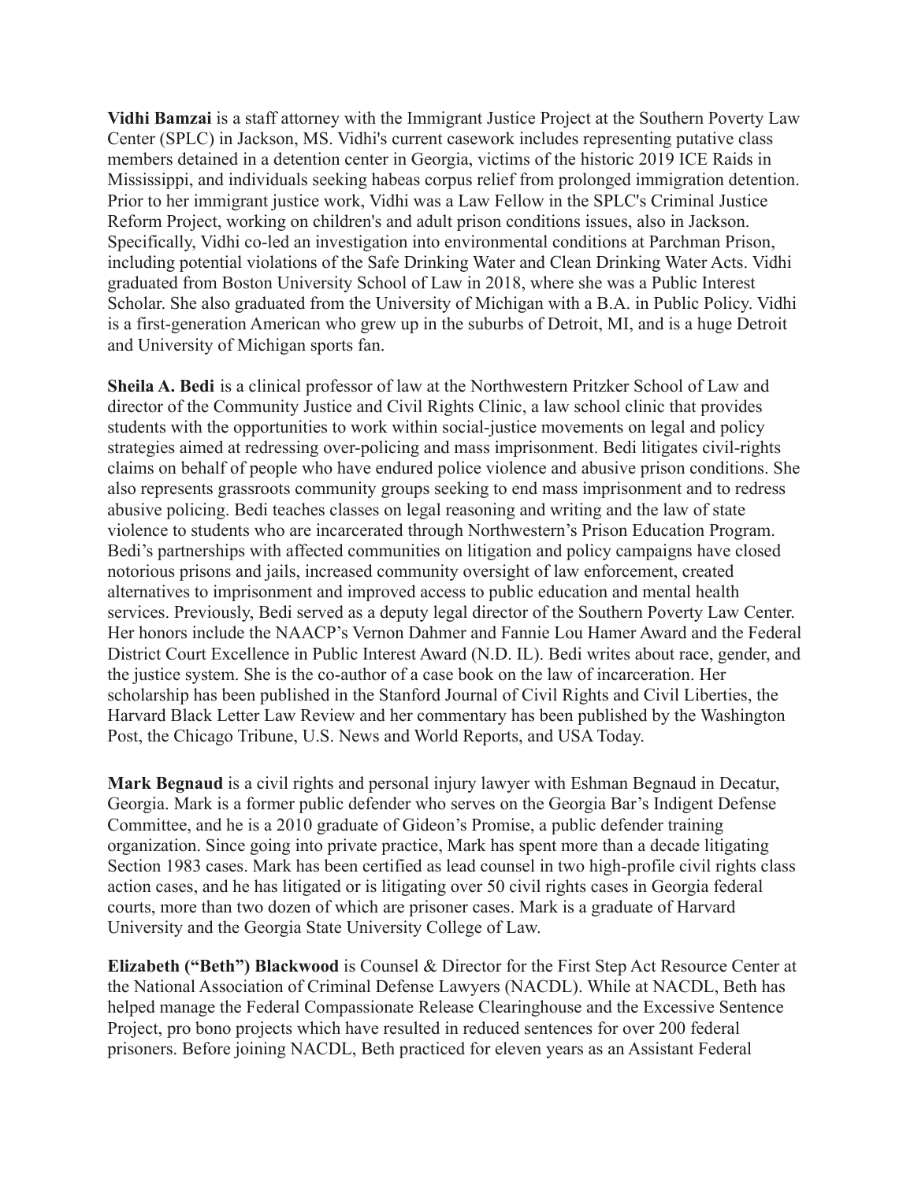**Vidhi Bamzai** is a staff attorney with the Immigrant Justice Project at the Southern Poverty Law Center (SPLC) in Jackson, MS. Vidhi's current casework includes representing putative class members detained in a detention center in Georgia, victims of the historic 2019 ICE Raids in Mississippi, and individuals seeking habeas corpus relief from prolonged immigration detention. Prior to her immigrant justice work, Vidhi was a Law Fellow in the SPLC's Criminal Justice Reform Project, working on children's and adult prison conditions issues, also in Jackson. Specifically, Vidhi co-led an investigation into environmental conditions at Parchman Prison, including potential violations of the Safe Drinking Water and Clean Drinking Water Acts. Vidhi graduated from Boston University School of Law in 2018, where she was a Public Interest Scholar. She also graduated from the University of Michigan with a B.A. in Public Policy. Vidhi is a first-generation American who grew up in the suburbs of Detroit, MI, and is a huge Detroit and University of Michigan sports fan.

**Sheila A. Bedi** is a clinical professor of law at the Northwestern Pritzker School of Law and director of the Community Justice and Civil Rights Clinic, a law school clinic that provides students with the opportunities to work within social-justice movements on legal and policy strategies aimed at redressing over-policing and mass imprisonment. Bedi litigates civil-rights claims on behalf of people who have endured police violence and abusive prison conditions. She also represents grassroots community groups seeking to end mass imprisonment and to redress abusive policing. Bedi teaches classes on legal reasoning and writing and the law of state violence to students who are incarcerated through Northwestern's Prison Education Program. Bedi's partnerships with affected communities on litigation and policy campaigns have closed notorious prisons and jails, increased community oversight of law enforcement, created alternatives to imprisonment and improved access to public education and mental health services. Previously, Bedi served as a deputy legal director of the Southern Poverty Law Center. Her honors include the NAACP's Vernon Dahmer and Fannie Lou Hamer Award and the Federal District Court Excellence in Public Interest Award (N.D. IL). Bedi writes about race, gender, and the justice system. She is the co-author of a case book on the law of incarceration. Her scholarship has been published in the Stanford Journal of Civil Rights and Civil Liberties, the Harvard Black Letter Law Review and her commentary has been published by the Washington Post, the Chicago Tribune, U.S. News and World Reports, and USA Today.

**Mark Begnaud** is a civil rights and personal injury lawyer with Eshman Begnaud in Decatur, Georgia. Mark is a former public defender who serves on the Georgia Bar's Indigent Defense Committee, and he is a 2010 graduate of Gideon's Promise, a public defender training organization. Since going into private practice, Mark has spent more than a decade litigating Section 1983 cases. Mark has been certified as lead counsel in two high-profile civil rights class action cases, and he has litigated or is litigating over 50 civil rights cases in Georgia federal courts, more than two dozen of which are prisoner cases. Mark is a graduate of Harvard University and the Georgia State University College of Law.

**Elizabeth ("Beth") Blackwood** is Counsel & Director for the First Step Act Resource Center at the National Association of Criminal Defense Lawyers (NACDL). While at NACDL, Beth has helped manage the Federal Compassionate Release Clearinghouse and the Excessive Sentence Project, pro bono projects which have resulted in reduced sentences for over 200 federal prisoners. Before joining NACDL, Beth practiced for eleven years as an Assistant Federal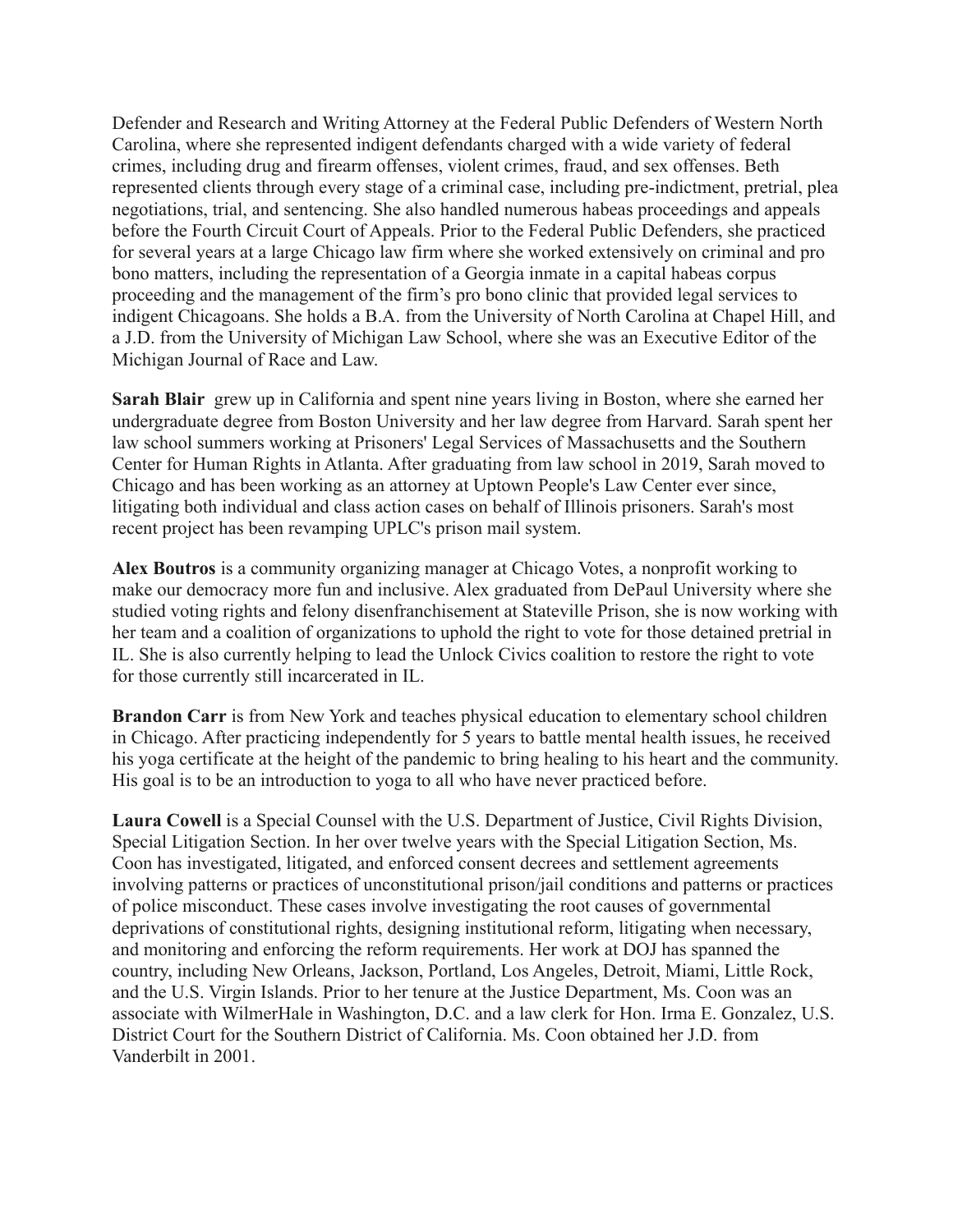Defender and Research and Writing Attorney at the Federal Public Defenders of Western North Carolina, where she represented indigent defendants charged with a wide variety of federal crimes, including drug and firearm offenses, violent crimes, fraud, and sex offenses. Beth represented clients through every stage of a criminal case, including pre-indictment, pretrial, plea negotiations, trial, and sentencing. She also handled numerous habeas proceedings and appeals before the Fourth Circuit Court of Appeals. Prior to the Federal Public Defenders, she practiced for several years at a large Chicago law firm where she worked extensively on criminal and pro bono matters, including the representation of a Georgia inmate in a capital habeas corpus proceeding and the management of the firm's pro bono clinic that provided legal services to indigent Chicagoans. She holds a B.A. from the University of North Carolina at Chapel Hill, and a J.D. from the University of Michigan Law School, where she was an Executive Editor of the Michigan Journal of Race and Law.

**Sarah Blair** grew up in California and spent nine years living in Boston, where she earned her undergraduate degree from Boston University and her law degree from Harvard. Sarah spent her law school summers working at Prisoners' Legal Services of Massachusetts and the Southern Center for Human Rights in Atlanta. After graduating from law school in 2019, Sarah moved to Chicago and has been working as an attorney at Uptown People's Law Center ever since, litigating both individual and class action cases on behalf of Illinois prisoners. Sarah's most recent project has been revamping UPLC's prison mail system.

**Alex Boutros** is a community organizing manager at Chicago Votes, a nonprofit working to make our democracy more fun and inclusive. Alex graduated from DePaul University where she studied voting rights and felony disenfranchisement at Stateville Prison, she is now working with her team and a coalition of organizations to uphold the right to vote for those detained pretrial in IL. She is also currently helping to lead the Unlock Civics coalition to restore the right to vote for those currently still incarcerated in IL.

**Brandon Carr** is from New York and teaches physical education to elementary school children in Chicago. After practicing independently for 5 years to battle mental health issues, he received his yoga certificate at the height of the pandemic to bring healing to his heart and the community. His goal is to be an introduction to yoga to all who have never practiced before.

**Laura Cowell** is a Special Counsel with the U.S. Department of Justice, Civil Rights Division, Special Litigation Section. In her over twelve years with the Special Litigation Section, Ms. Coon has investigated, litigated, and enforced consent decrees and settlement agreements involving patterns or practices of unconstitutional prison/jail conditions and patterns or practices of police misconduct. These cases involve investigating the root causes of governmental deprivations of constitutional rights, designing institutional reform, litigating when necessary, and monitoring and enforcing the reform requirements. Her work at DOJ has spanned the country, including New Orleans, Jackson, Portland, Los Angeles, Detroit, Miami, Little Rock, and the U.S. Virgin Islands. Prior to her tenure at the Justice Department, Ms. Coon was an associate with WilmerHale in Washington, D.C. and a law clerk for Hon. Irma E. Gonzalez, U.S. District Court for the Southern District of California. Ms. Coon obtained her J.D. from Vanderbilt in 2001.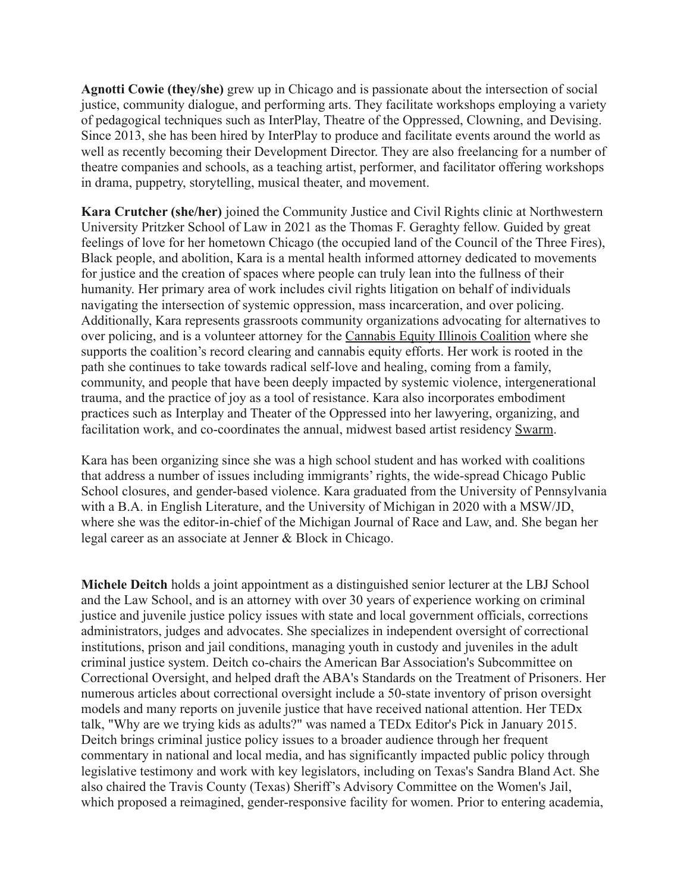**Agnotti Cowie (they/she)** grew up in Chicago and is passionate about the intersection of social justice, community dialogue, and performing arts. They facilitate workshops employing a variety of pedagogical techniques such as InterPlay, Theatre of the Oppressed, Clowning, and Devising. Since 2013, she has been hired by InterPlay to produce and facilitate events around the world as well as recently becoming their Development Director. They are also freelancing for a number of theatre companies and schools, as a teaching artist, performer, and facilitator offering workshops in drama, puppetry, storytelling, musical theater, and movement.

**Kara Crutcher (she/her)** joined the Community Justice and Civil Rights clinic at Northwestern University Pritzker School of Law in 2021 as the Thomas F. Geraghty fellow. Guided by great feelings of love for her hometown Chicago (the occupied land of the Council of the Three Fires), Black people, and abolition, Kara is a mental health informed attorney dedicated to movements for justice and the creation of spaces where people can truly lean into the fullness of their humanity. Her primary area of work includes civil rights litigation on behalf of individuals navigating the intersection of systemic oppression, mass incarceration, and over policing. Additionally, Kara represents grassroots community organizations advocating for alternatives to over policing, and is a volunteer attorney for the Cannabis Equity Illinois Coalition where she supports the coalition's record clearing and cannabis equity efforts. Her work is rooted in the path she continues to take towards radical self-love and healing, coming from a family, community, and people that have been deeply impacted by systemic violence, intergenerational trauma, and the practice of joy as a tool of resistance. Kara also incorporates embodiment practices such as Interplay and Theater of the Oppressed into her lawyering, organizing, and facilitation work, and co-coordinates the annual, midwest based artist residency Swarm.

Kara has been organizing since she was a high school student and has worked with coalitions that address a number of issues including immigrants' rights, the wide-spread Chicago Public School closures, and gender-based violence. Kara graduated from the University of Pennsylvania with a B.A. in English Literature, and the University of Michigan in 2020 with a MSW/JD, where she was the editor-in-chief of the Michigan Journal of Race and Law, and. She began her legal career as an associate at Jenner & Block in Chicago.

**Michele Deitch** holds a joint appointment as a distinguished senior lecturer at the LBJ School and the Law School, and is an attorney with over 30 years of experience working on criminal justice and juvenile justice policy issues with state and local government officials, corrections administrators, judges and advocates. She specializes in independent oversight of correctional institutions, prison and jail conditions, managing youth in custody and juveniles in the adult criminal justice system. Deitch co-chairs the American Bar Association's Subcommittee on Correctional Oversight, and helped draft the ABA's Standards on the Treatment of Prisoners. Her numerous articles about correctional oversight include a 50-state inventory of prison oversight models and many reports on juvenile justice that have received national attention. Her TEDx talk, "Why are we trying kids as adults?" was named a TEDx Editor's Pick in January 2015. Deitch brings criminal justice policy issues to a broader audience through her frequent commentary in national and local media, and has significantly impacted public policy through legislative testimony and work with key legislators, including on Texas's Sandra Bland Act. She also chaired the Travis County (Texas) Sheriff's Advisory Committee on the Women's Jail, which proposed a reimagined, gender-responsive facility for women. Prior to entering academia,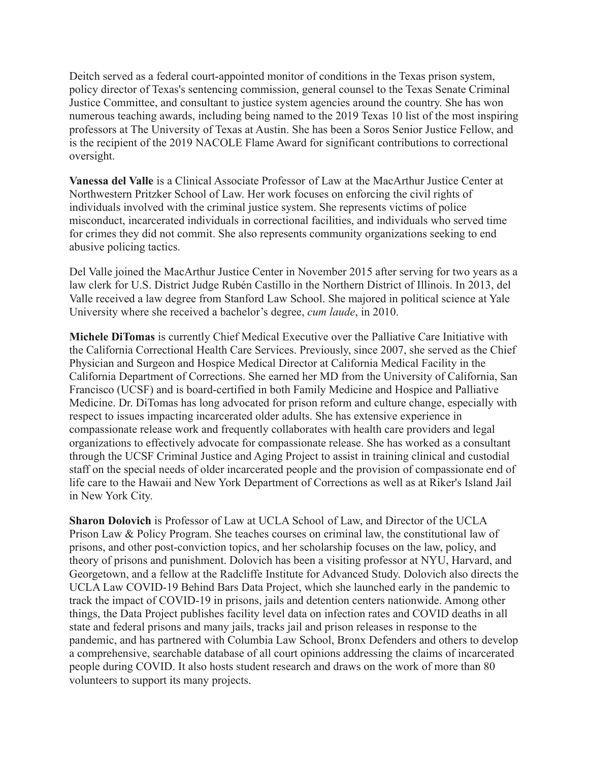Deitch served as a federal court-appointed monitor of conditions in the Texas prison system, policy director of Texas's sentencing commission, general counsel to the Texas Senate Criminal Justice Committee, and consultant to justice system agencies around the country. She has won numerous teaching awards, including being named to the 2019 Texas 10 list of the most inspiring professors at The University of Texas at Austin. She has been a Soros Senior Justice Fellow, and is the recipient of the 2019 NACOLE Flame Award for significant contributions to correctional oversight.

**Vanessa del Valle** is a Clinical Associate Professor of Law at the MacArthur Justice Center at Northwestern Pritzker School of Law. Her work focuses on enforcing the civil rights of individuals involved with the criminal justice system. She represents victims of police misconduct, incarcerated individuals in correctional facilities, and individuals who served time for crimes they did not commit. She also represents community organizations seeking to end abusive policing tactics.

Del Valle joined the MacArthur Justice Center in November 2015 after serving for two years as a law clerk for U.S. District Judge Rubén Castillo in the Northern District of Illinois. In 2013, del Valle received a law degree from Stanford Law School. She majored in political science at Yale University where she received a bachelor's degree, *cum laude*, in 2010.

**Michele DiTomas** is currently Chief Medical Executive over the Palliative Care Initiative with the California Correctional Health Care Services. Previously, since 2007, she served as the Chief Physician and Surgeon and Hospice Medical Director at California Medical Facility in the California Department of Corrections. She earned her MD from the University of California, San Francisco (UCSF) and is board-certified in both Family Medicine and Hospice and Palliative Medicine. Dr. DiTomas has long advocated for prison reform and culture change, especially with respect to issues impacting incarcerated older adults. She has extensive experience in compassionate release work and frequently collaborates with health care providers and legal organizations to effectively advocate for compassionate release. She has worked as a consultant through the UCSF Criminal Justice and Aging Project to assist in training clinical and custodial staff on the special needs of older incarcerated people and the provision of compassionate end of life care to the Hawaii and New York Department of Corrections as well as at Riker's Island Jail in New York City.

**Sharon Dolovich** is Professor of Law at UCLA School of Law, and Director of the UCLA Prison Law & Policy Program. She teaches courses on criminal law, the constitutional law of prisons, and other post-conviction topics, and her scholarship focuses on the law, policy, and theory of prisons and punishment. Dolovich has been a visiting professor at NYU, Harvard, and Georgetown, and a fellow at the Radcliffe Institute for Advanced Study. Dolovich also directs the UCLA Law COVID-19 Behind Bars Data Project, which she launched early in the pandemic to track the impact of COVID-19 in prisons, jails and detention centers nationwide. Among other things, the Data Project publishes facility level data on infection rates and COVID deaths in all state and federal prisons and many jails, tracks jail and prison releases in response to the pandemic, and has partnered with Columbia Law School, Bronx Defenders and others to develop a comprehensive, searchable database of all court opinions addressing the claims of incarcerated people during COVID. It also hosts student research and draws on the work of more than 80 volunteers to support its many projects.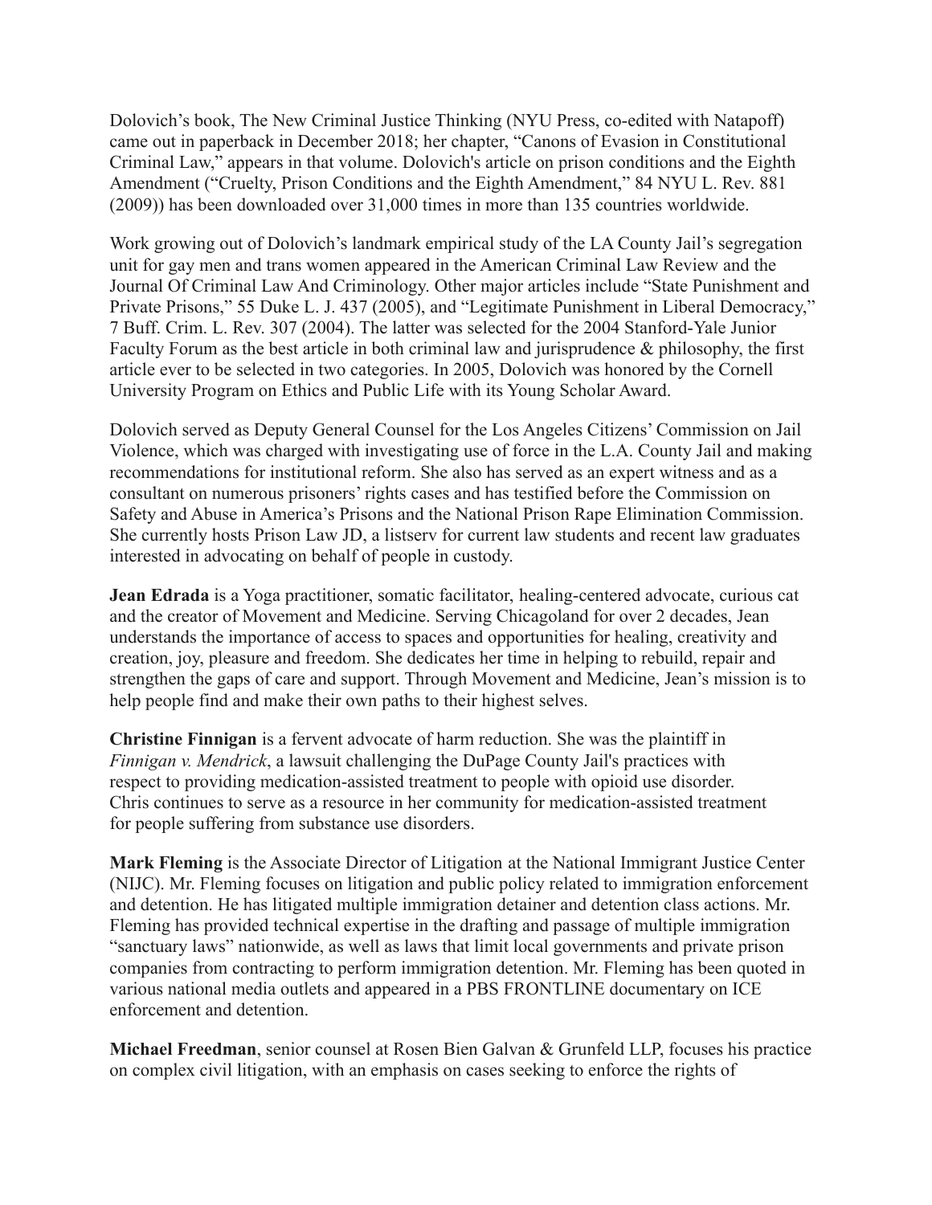Dolovich's book, The New Criminal Justice Thinking (NYU Press, co-edited with Natapoff) came out in paperback in December 2018; her chapter, "Canons of Evasion in Constitutional Criminal Law," appears in that volume. Dolovich's article on prison conditions and the Eighth Amendment ("Cruelty, Prison Conditions and the Eighth Amendment," 84 NYU L. Rev. 881 (2009)) has been downloaded over 31,000 times in more than 135 countries worldwide.

Work growing out of Dolovich's landmark empirical study of the LA County Jail's segregation unit for gay men and trans women appeared in the American Criminal Law Review and the Journal Of Criminal Law And Criminology. Other major articles include "State Punishment and Private Prisons," 55 Duke L. J. 437 (2005), and "Legitimate Punishment in Liberal Democracy," 7 Buff. Crim. L. Rev. 307 (2004). The latter was selected for the 2004 Stanford-Yale Junior Faculty Forum as the best article in both criminal law and jurisprudence & philosophy, the first article ever to be selected in two categories. In 2005, Dolovich was honored by the Cornell University Program on Ethics and Public Life with its Young Scholar Award.

Dolovich served as Deputy General Counsel for the Los Angeles Citizens' Commission on Jail Violence, which was charged with investigating use of force in the L.A. County Jail and making recommendations for institutional reform. She also has served as an expert witness and as a consultant on numerous prisoners' rights cases and has testified before the Commission on Safety and Abuse in America's Prisons and the National Prison Rape Elimination Commission. She currently hosts Prison Law JD, a listserv for current law students and recent law graduates interested in advocating on behalf of people in custody.

**Jean Edrada** is a Yoga practitioner, somatic facilitator, healing-centered advocate, curious cat and the creator of Movement and Medicine. Serving Chicagoland for over 2 decades, Jean understands the importance of access to spaces and opportunities for healing, creativity and creation, joy, pleasure and freedom. She dedicates her time in helping to rebuild, repair and strengthen the gaps of care and support. Through Movement and Medicine, Jean's mission is to help people find and make their own paths to their highest selves.

**Christine Finnigan** is a fervent advocate of harm reduction. She was the plaintiff in *Finnigan v. Mendrick*, a lawsuit challenging the DuPage County Jail's practices with respect to providing medication-assisted treatment to people with opioid use disorder. Chris continues to serve as a resource in her community for medication-assisted treatment for people suffering from substance use disorders.

**Mark Fleming** is the Associate Director of Litigation at the National Immigrant Justice Center (NIJC). Mr. Fleming focuses on litigation and public policy related to immigration enforcement and detention. He has litigated multiple immigration detainer and detention class actions. Mr. Fleming has provided technical expertise in the drafting and passage of multiple immigration "sanctuary laws" nationwide, as well as laws that limit local governments and private prison companies from contracting to perform immigration detention. Mr. Fleming has been quoted in various national media outlets and appeared in a PBS FRONTLINE documentary on ICE enforcement and detention.

**Michael Freedman**, senior counsel at Rosen Bien Galvan & Grunfeld LLP, focuses his practice on complex civil litigation, with an emphasis on cases seeking to enforce the rights of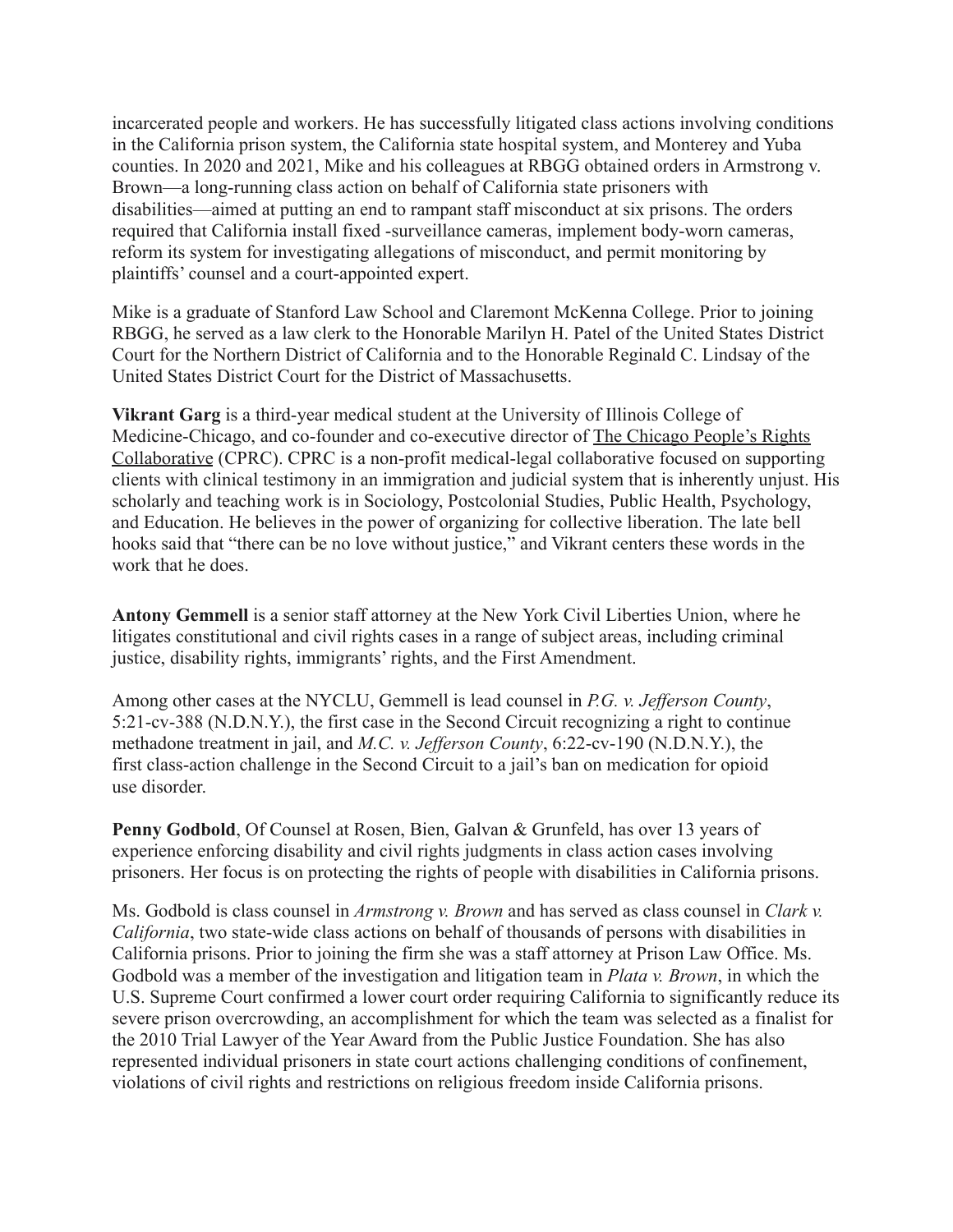incarcerated people and workers. He has successfully litigated class actions involving conditions in the California prison system, the California state hospital system, and Monterey and Yuba counties. In 2020 and 2021, Mike and his colleagues at RBGG obtained orders in Armstrong v. Brown—a long-running class action on behalf of California state prisoners with disabilities—aimed at putting an end to rampant staff misconduct at six prisons. The orders required that California install fixed -surveillance cameras, implement body-worn cameras, reform its system for investigating allegations of misconduct, and permit monitoring by plaintiffs' counsel and a court-appointed expert.

Mike is a graduate of Stanford Law School and Claremont McKenna College. Prior to joining RBGG, he served as a law clerk to the Honorable Marilyn H. Patel of the United States District Court for the Northern District of California and to the Honorable Reginald C. Lindsay of the United States District Court for the District of Massachusetts.

**Vikrant Garg** is a third-year medical student at the University of Illinois College of Medicine-Chicago, and co-founder and co-executive director of The Chicago People's Rights Collaborative (CPRC). CPRC is a non-profit medical-legal collaborative focused on supporting clients with clinical testimony in an immigration and judicial system that is inherently unjust. His scholarly and teaching work is in Sociology, Postcolonial Studies, Public Health, Psychology, and Education. He believes in the power of organizing for collective liberation. The late bell hooks said that "there can be no love without justice," and Vikrant centers these words in the work that he does.

**Antony Gemmell** is a senior staff attorney at the New York Civil Liberties Union, where he litigates constitutional and civil rights cases in a range of subject areas, including criminal justice, disability rights, immigrants' rights, and the First Amendment.

Among other cases at the NYCLU, Gemmell is lead counsel in *P.G. v. Jefferson County*, 5:21-cv-388 (N.D.N.Y.), the first case in the Second Circuit recognizing a right to continue methadone treatment in jail, and *M.C. v. Jefferson County*, 6:22-cv-190 (N.D.N.Y.), the first class-action challenge in the Second Circuit to a jail's ban on medication for opioid use disorder.

**Penny Godbold**, Of Counsel at Rosen, Bien, Galvan & Grunfeld, has over 13 years of experience enforcing disability and civil rights judgments in class action cases involving prisoners. Her focus is on protecting the rights of people with disabilities in California prisons.

Ms. Godbold is class counsel in *Armstrong v. Brown* and has served as class counsel in *Clark v. California*, two state-wide class actions on behalf of thousands of persons with disabilities in California prisons. Prior to joining the firm she was a staff attorney at Prison Law Office. Ms. Godbold was a member of the investigation and litigation team in *Plata v. Brown*, in which the U.S. Supreme Court confirmed a lower court order requiring California to significantly reduce its severe prison overcrowding, an accomplishment for which the team was selected as a finalist for the 2010 Trial Lawyer of the Year Award from the Public Justice Foundation. She has also represented individual prisoners in state court actions challenging conditions of confinement, violations of civil rights and restrictions on religious freedom inside California prisons.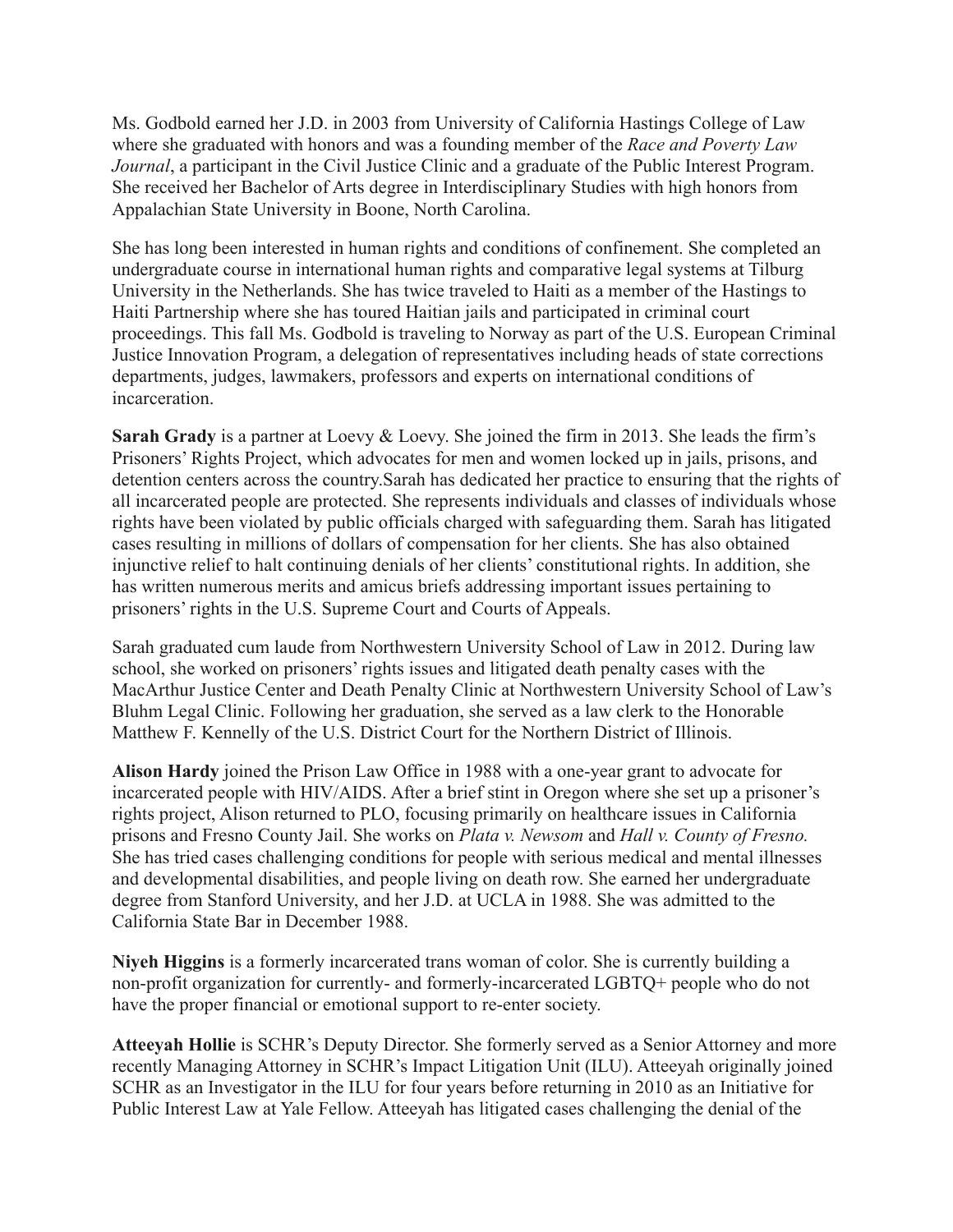Ms. Godbold earned her J.D. in 2003 from University of California Hastings College of Law where she graduated with honors and was a founding member of the *Race and Poverty Law Journal*, a participant in the Civil Justice Clinic and a graduate of the Public Interest Program. She received her Bachelor of Arts degree in Interdisciplinary Studies with high honors from Appalachian State University in Boone, North Carolina.

She has long been interested in human rights and conditions of confinement. She completed an undergraduate course in international human rights and comparative legal systems at Tilburg University in the Netherlands. She has twice traveled to Haiti as a member of the Hastings to Haiti Partnership where she has toured Haitian jails and participated in criminal court proceedings. This fall Ms. Godbold is traveling to Norway as part of the U.S. European Criminal Justice Innovation Program, a delegation of representatives including heads of state corrections departments, judges, lawmakers, professors and experts on international conditions of incarceration.

**Sarah Grady** is a partner at Loevy & Loevy. She joined the firm in 2013. She leads the firm's Prisoners' Rights Project, which advocates for men and women locked up in jails, prisons, and detention centers across the country.Sarah has dedicated her practice to ensuring that the rights of all incarcerated people are protected. She represents individuals and classes of individuals whose rights have been violated by public officials charged with safeguarding them. Sarah has litigated cases resulting in millions of dollars of compensation for her clients. She has also obtained injunctive relief to halt continuing denials of her clients' constitutional rights. In addition, she has written numerous merits and amicus briefs addressing important issues pertaining to prisoners' rights in the U.S. Supreme Court and Courts of Appeals.

Sarah graduated cum laude from Northwestern University School of Law in 2012. During law school, she worked on prisoners' rights issues and litigated death penalty cases with the MacArthur Justice Center and Death Penalty Clinic at Northwestern University School of Law's Bluhm Legal Clinic. Following her graduation, she served as a law clerk to the Honorable Matthew F. Kennelly of the U.S. District Court for the Northern District of Illinois.

**Alison Hardy** joined the Prison Law Office in 1988 with a one-year grant to advocate for incarcerated people with HIV/AIDS. After a brief stint in Oregon where she set up a prisoner's rights project, Alison returned to PLO, focusing primarily on healthcare issues in California prisons and Fresno County Jail. She works on *Plata v. Newsom* and *Hall v. County of Fresno.* She has tried cases challenging conditions for people with serious medical and mental illnesses and developmental disabilities, and people living on death row. She earned her undergraduate degree from Stanford University, and her J.D. at UCLA in 1988. She was admitted to the California State Bar in December 1988.

**Niyeh Higgins** is a formerly incarcerated trans woman of color. She is currently building a non-profit organization for currently- and formerly-incarcerated LGBTQ+ people who do not have the proper financial or emotional support to re-enter society.

**Atteeyah Hollie** is SCHR's Deputy Director. She formerly served as a Senior Attorney and more recently Managing Attorney in SCHR's Impact Litigation Unit (ILU). Atteeyah originally joined SCHR as an Investigator in the ILU for four years before returning in 2010 as an Initiative for Public Interest Law at Yale Fellow. Atteeyah has litigated cases challenging the denial of the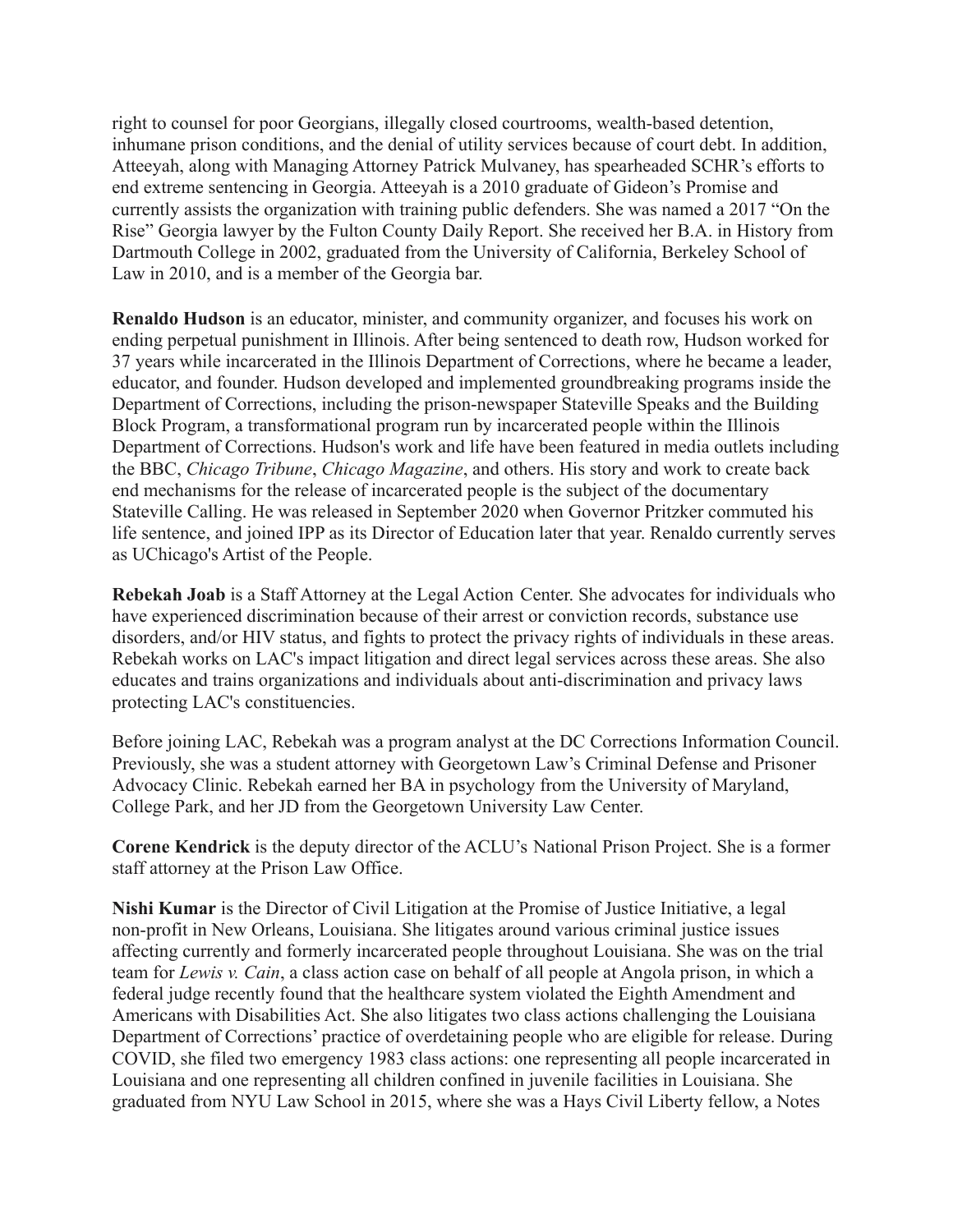right to counsel for poor Georgians, illegally closed courtrooms, wealth-based detention, inhumane prison conditions, and the denial of utility services because of court debt. In addition, Atteeyah, along with Managing Attorney Patrick Mulvaney, has spearheaded SCHR's efforts to end extreme sentencing in Georgia. Atteeyah is a 2010 graduate of Gideon's Promise and currently assists the organization with training public defenders. She was named a 2017 "On the Rise" Georgia lawyer by the Fulton County Daily Report. She received her B.A. in History from Dartmouth College in 2002, graduated from the University of California, Berkeley School of Law in 2010, and is a member of the Georgia bar.

**Renaldo Hudson** is an educator, minister, and community organizer, and focuses his work on ending perpetual punishment in Illinois. After being sentenced to death row, Hudson worked for 37 years while incarcerated in the Illinois Department of Corrections, where he became a leader, educator, and founder. Hudson developed and implemented groundbreaking programs inside the Department of Corrections, including the prison-newspaper Stateville Speaks and the Building Block Program, a transformational program run by incarcerated people within the Illinois Department of Corrections. Hudson's work and life have been featured in media outlets including the BBC, *Chicago Tribune*, *Chicago Magazine*, and others. His story and work to create back end mechanisms for the release of incarcerated people is the subject of the documentary Stateville Calling. He was released in September 2020 when Governor Pritzker commuted his life sentence, and joined IPP as its Director of Education later that year. Renaldo currently serves as UChicago's Artist of the People.

**Rebekah Joab** is a Staff Attorney at the Legal Action Center. She advocates for individuals who have experienced discrimination because of their arrest or conviction records, substance use disorders, and/or HIV status, and fights to protect the privacy rights of individuals in these areas. Rebekah works on LAC's impact litigation and direct legal services across these areas. She also educates and trains organizations and individuals about anti-discrimination and privacy laws protecting LAC's constituencies.

Before joining LAC, Rebekah was a program analyst at the DC Corrections Information Council. Previously, she was a student attorney with Georgetown Law's Criminal Defense and Prisoner Advocacy Clinic. Rebekah earned her BA in psychology from the University of Maryland, College Park, and her JD from the Georgetown University Law Center.

**Corene Kendrick** is the deputy director of the ACLU's National Prison Project. She is a former staff attorney at the Prison Law Office.

**Nishi Kumar** is the Director of Civil Litigation at the Promise of Justice Initiative, a legal non-profit in New Orleans, Louisiana. She litigates around various criminal justice issues affecting currently and formerly incarcerated people throughout Louisiana. She was on the trial team for *Lewis v. Cain*, a class action case on behalf of all people at Angola prison, in which a federal judge recently found that the healthcare system violated the Eighth Amendment and Americans with Disabilities Act. She also litigates two class actions challenging the Louisiana Department of Corrections' practice of overdetaining people who are eligible for release. During COVID, she filed two emergency 1983 class actions: one representing all people incarcerated in Louisiana and one representing all children confined in juvenile facilities in Louisiana. She graduated from NYU Law School in 2015, where she was a Hays Civil Liberty fellow, a Notes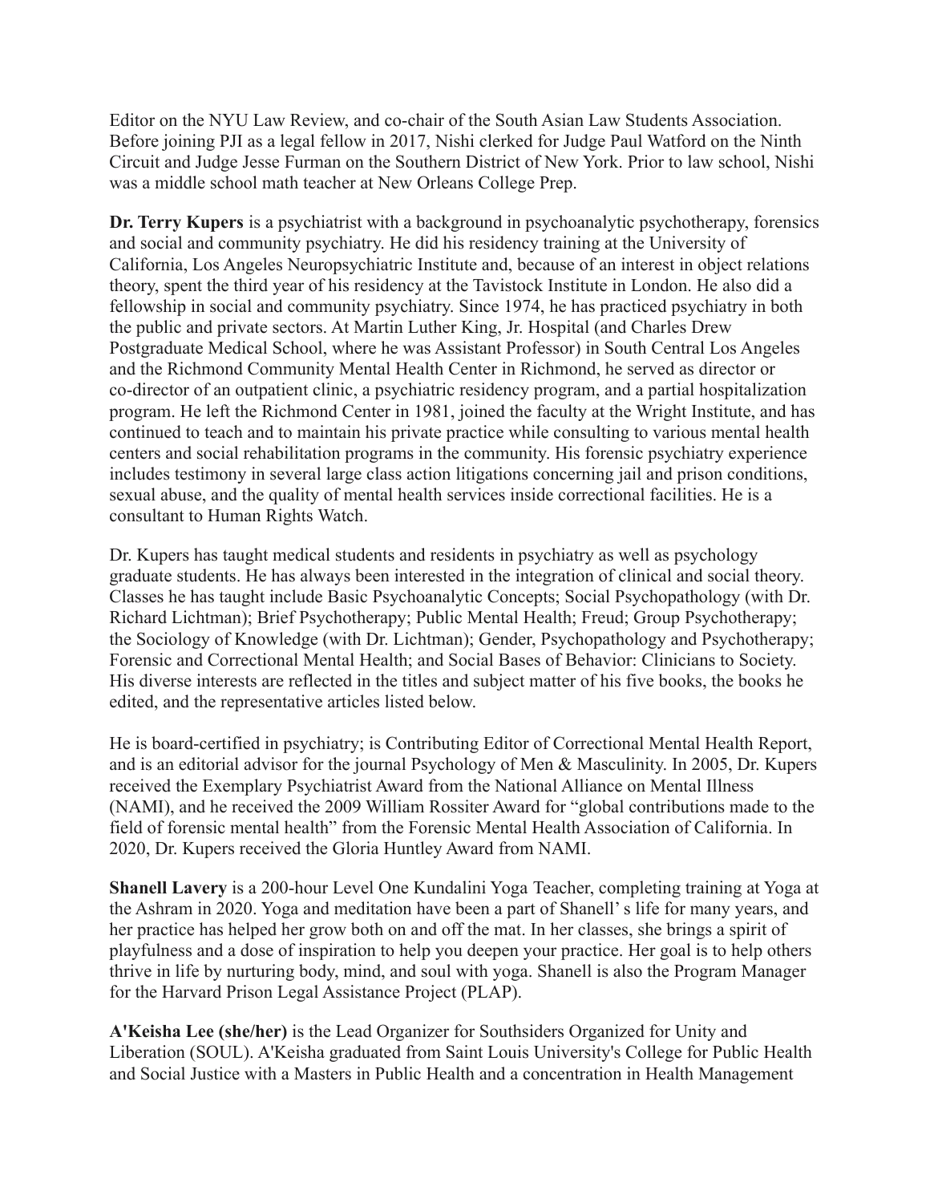Editor on the NYU Law Review, and co-chair of the South Asian Law Students Association. Before joining PJI as a legal fellow in 2017, Nishi clerked for Judge Paul Watford on the Ninth Circuit and Judge Jesse Furman on the Southern District of New York. Prior to law school, Nishi was a middle school math teacher at New Orleans College Prep.

**Dr. Terry Kupers** is a psychiatrist with a background in psychoanalytic psychotherapy, forensics and social and community psychiatry. He did his residency training at the University of California, Los Angeles Neuropsychiatric Institute and, because of an interest in object relations theory, spent the third year of his residency at the Tavistock Institute in London. He also did a fellowship in social and community psychiatry. Since 1974, he has practiced psychiatry in both the public and private sectors. At Martin Luther King, Jr. Hospital (and Charles Drew Postgraduate Medical School, where he was Assistant Professor) in South Central Los Angeles and the Richmond Community Mental Health Center in Richmond, he served as director or co-director of an outpatient clinic, a psychiatric residency program, and a partial hospitalization program. He left the Richmond Center in 1981, joined the faculty at the Wright Institute, and has continued to teach and to maintain his private practice while consulting to various mental health centers and social rehabilitation programs in the community. His forensic psychiatry experience includes testimony in several large class action litigations concerning jail and prison conditions, sexual abuse, and the quality of mental health services inside correctional facilities. He is a consultant to Human Rights Watch.

Dr. Kupers has taught medical students and residents in psychiatry as well as psychology graduate students. He has always been interested in the integration of clinical and social theory. Classes he has taught include Basic Psychoanalytic Concepts; Social Psychopathology (with Dr. Richard Lichtman); Brief Psychotherapy; Public Mental Health; Freud; Group Psychotherapy; the Sociology of Knowledge (with Dr. Lichtman); Gender, Psychopathology and Psychotherapy; Forensic and Correctional Mental Health; and Social Bases of Behavior: Clinicians to Society. His diverse interests are reflected in the titles and subject matter of his five books, the books he edited, and the representative articles listed below.

He is board-certified in psychiatry; is Contributing Editor of Correctional Mental Health Report, and is an editorial advisor for the journal Psychology of Men & Masculinity. In 2005, Dr. Kupers received the Exemplary Psychiatrist Award from the National Alliance on Mental Illness (NAMI), and he received the 2009 William Rossiter Award for "global contributions made to the field of forensic mental health" from the Forensic Mental Health Association of California. In 2020, Dr. Kupers received the Gloria Huntley Award from NAMI.

**Shanell Lavery** is a 200-hour Level One Kundalini Yoga Teacher, completing training at Yoga at the Ashram in 2020. Yoga and meditation have been a part of Shanell' s life for many years, and her practice has helped her grow both on and off the mat. In her classes, she brings a spirit of playfulness and a dose of inspiration to help you deepen your practice. Her goal is to help others thrive in life by nurturing body, mind, and soul with yoga. Shanell is also the Program Manager for the Harvard Prison Legal Assistance Project (PLAP).

**A'Keisha Lee (she/her)** is the Lead Organizer for Southsiders Organized for Unity and Liberation (SOUL). A'Keisha graduated from Saint Louis University's College for Public Health and Social Justice with a Masters in Public Health and a concentration in Health Management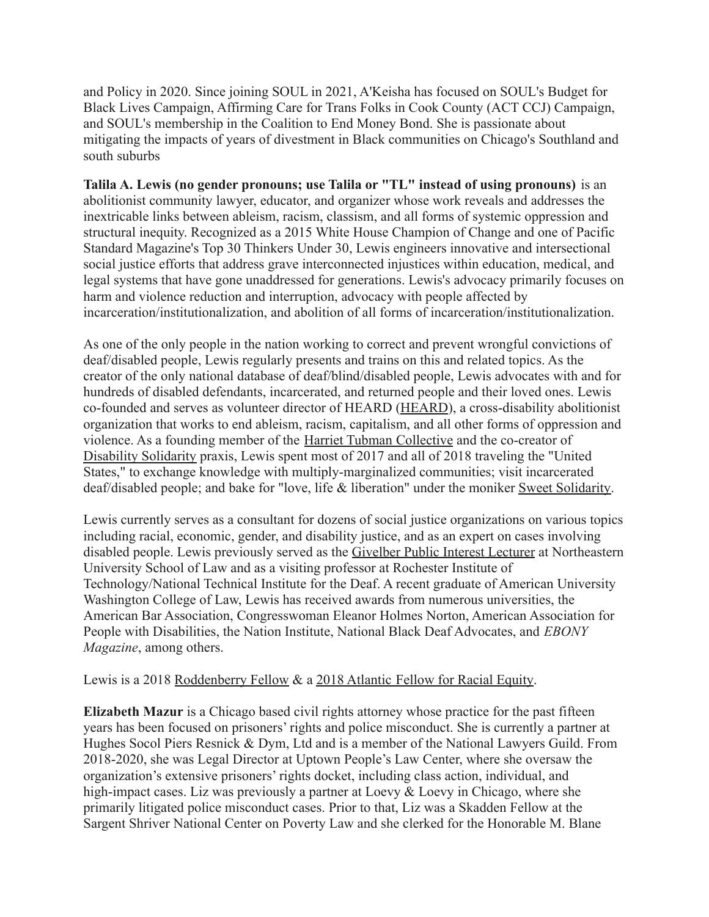and Policy in 2020. Since joining SOUL in 2021, A'Keisha has focused on SOUL's Budget for Black Lives Campaign, Affirming Care for Trans Folks in Cook County (ACT CCJ) Campaign, and SOUL's membership in the Coalition to End Money Bond. She is passionate about mitigating the impacts of years of divestment in Black communities on Chicago's Southland and south suburbs

**Talila A. Lewis (no gender pronouns; use Talila or "TL" instead of using pronouns)** is an abolitionist community lawyer, educator, and organizer whose work reveals and addresses the inextricable links between ableism, racism, classism, and all forms of systemic oppression and structural inequity. Recognized as a 2015 White House Champion of Change and one of Pacific Standard Magazine's Top 30 Thinkers Under 30, Lewis engineers innovative and intersectional social justice efforts that address grave interconnected injustices within education, medical, and legal systems that have gone unaddressed for generations. Lewis's advocacy primarily focuses on harm and violence reduction and interruption, advocacy with people affected by incarceration/institutionalization, and abolition of all forms of incarceration/institutionalization.

As one of the only people in the nation working to correct and prevent wrongful convictions of deaf/disabled people, Lewis regularly presents and trains on this and related topics. As the creator of the only national database of deaf/blind/disabled people, Lewis advocates with and for hundreds of disabled defendants, incarcerated, and returned people and their loved ones. Lewis co-founded and serves as volunteer director of HEARD (HEARD), a cross-disability abolitionist organization that works to end ableism, racism, capitalism, and all other forms of oppression and violence. As a founding member of the Harriet Tubman Collective and the co-creator of Disability Solidarity praxis, Lewis spent most of 2017 and all of 2018 traveling the "United States," to exchange knowledge with multiply-marginalized communities; visit incarcerated deaf/disabled people; and bake for "love, life & liberation" under the moniker Sweet Solidarity.

Lewis currently serves as a consultant for dozens of social justice organizations on various topics including racial, economic, gender, and disability justice, and as an expert on cases involving disabled people. Lewis previously served as the Givelber Public Interest Lecturer at Northeastern University School of Law and as a visiting professor at Rochester Institute of Technology/National Technical Institute for the Deaf. A recent graduate of American University Washington College of Law, Lewis has received awards from numerous universities, the American Bar Association, Congresswoman Eleanor Holmes Norton, American Association for People with Disabilities, the Nation Institute, National Black Deaf Advocates, and *EBONY Magazine*, among others.

Lewis is a 2018 Roddenberry Fellow & a 2018 Atlantic Fellow for Racial Equity.

**Elizabeth Mazur** is a Chicago based civil rights attorney whose practice for the past fifteen years has been focused on prisoners' rights and police misconduct. She is currently a partner at Hughes Socol Piers Resnick & Dym, Ltd and is a member of the National Lawyers Guild. From 2018-2020, she was Legal Director at Uptown People's Law Center, where she oversaw the organization's extensive prisoners' rights docket, including class action, individual, and high-impact cases. Liz was previously a partner at Loevy & Loevy in Chicago, where she primarily litigated police misconduct cases. Prior to that, Liz was a Skadden Fellow at the Sargent Shriver National Center on Poverty Law and she clerked for the Honorable M. Blane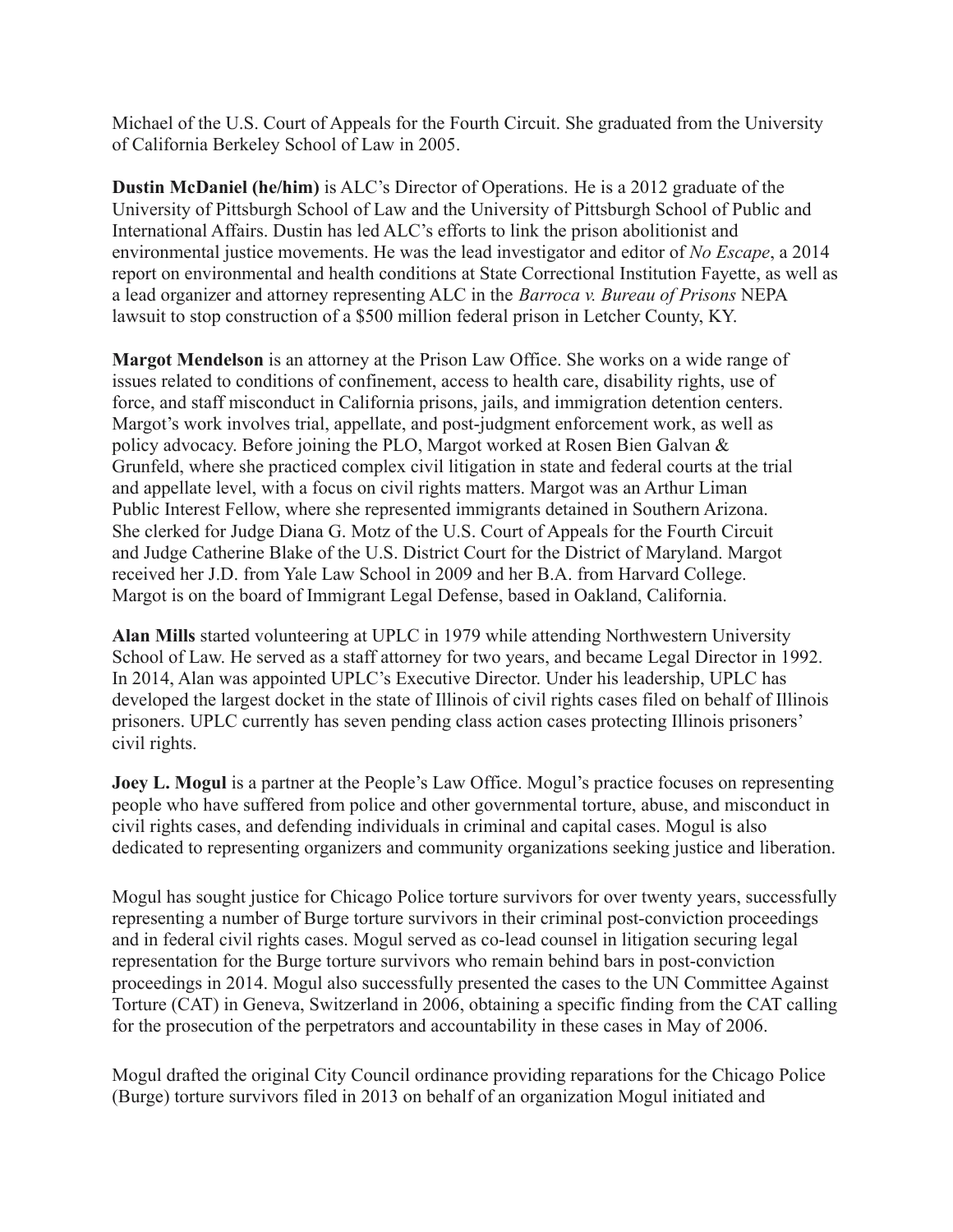Michael of the U.S. Court of Appeals for the Fourth Circuit. She graduated from the University of California Berkeley School of Law in 2005.

**Dustin McDaniel (he/him)** is ALC's Director of Operations. He is a 2012 graduate of the University of Pittsburgh School of Law and the University of Pittsburgh School of Public and International Affairs. Dustin has led ALC's efforts to link the prison abolitionist and environmental justice movements. He was the lead investigator and editor of *No Escape*, a 2014 report on environmental and health conditions at State Correctional Institution Fayette, as well as a lead organizer and attorney representing ALC in the *Barroca v. Bureau of Prisons* NEPA lawsuit to stop construction of a $500 million federal prison in Letcher County, KY.

**Margot Mendelson** is an attorney at the Prison Law Office. She works on a wide range of issues related to conditions of confinement, access to health care, disability rights, use of force, and staff misconduct in California prisons, jails, and immigration detention centers. Margot's work involves trial, appellate, and post-judgment enforcement work, as well as policy advocacy. Before joining the PLO, Margot worked at Rosen Bien Galvan & Grunfeld, where she practiced complex civil litigation in state and federal courts at the trial and appellate level, with a focus on civil rights matters. Margot was an Arthur Liman Public Interest Fellow, where she represented immigrants detained in Southern Arizona. She clerked for Judge Diana G. Motz of the U.S. Court of Appeals for the Fourth Circuit and Judge Catherine Blake of the U.S. District Court for the District of Maryland. Margot received her J.D. from Yale Law School in 2009 and her B.A. from Harvard College. Margot is on the board of Immigrant Legal Defense, based in Oakland, California.

**Alan Mills** started volunteering at UPLC in 1979 while attending Northwestern University School of Law. He served as a staff attorney for two years, and became Legal Director in 1992. In 2014, Alan was appointed UPLC's Executive Director. Under his leadership, UPLC has developed the largest docket in the state of Illinois of civil rights cases filed on behalf of Illinois prisoners. UPLC currently has seven pending class action cases protecting Illinois prisoners' civil rights.

**Joey L. Mogul** is a partner at the People's Law Office. Mogul's practice focuses on representing people who have suffered from police and other governmental torture, abuse, and misconduct in civil rights cases, and defending individuals in criminal and capital cases. Mogul is also dedicated to representing organizers and community organizations seeking justice and liberation.

Mogul has sought justice for Chicago Police torture survivors for over twenty years, successfully representing a number of Burge torture survivors in their criminal post-conviction proceedings and in federal civil rights cases. Mogul served as co-lead counsel in litigation securing legal representation for the Burge torture survivors who remain behind bars in post-conviction proceedings in 2014. Mogul also successfully presented the cases to the UN Committee Against Torture (CAT) in Geneva, Switzerland in 2006, obtaining a specific finding from the CAT calling for the prosecution of the perpetrators and accountability in these cases in May of 2006.

Mogul drafted the original City Council ordinance providing reparations for the Chicago Police (Burge) torture survivors filed in 2013 on behalf of an organization Mogul initiated and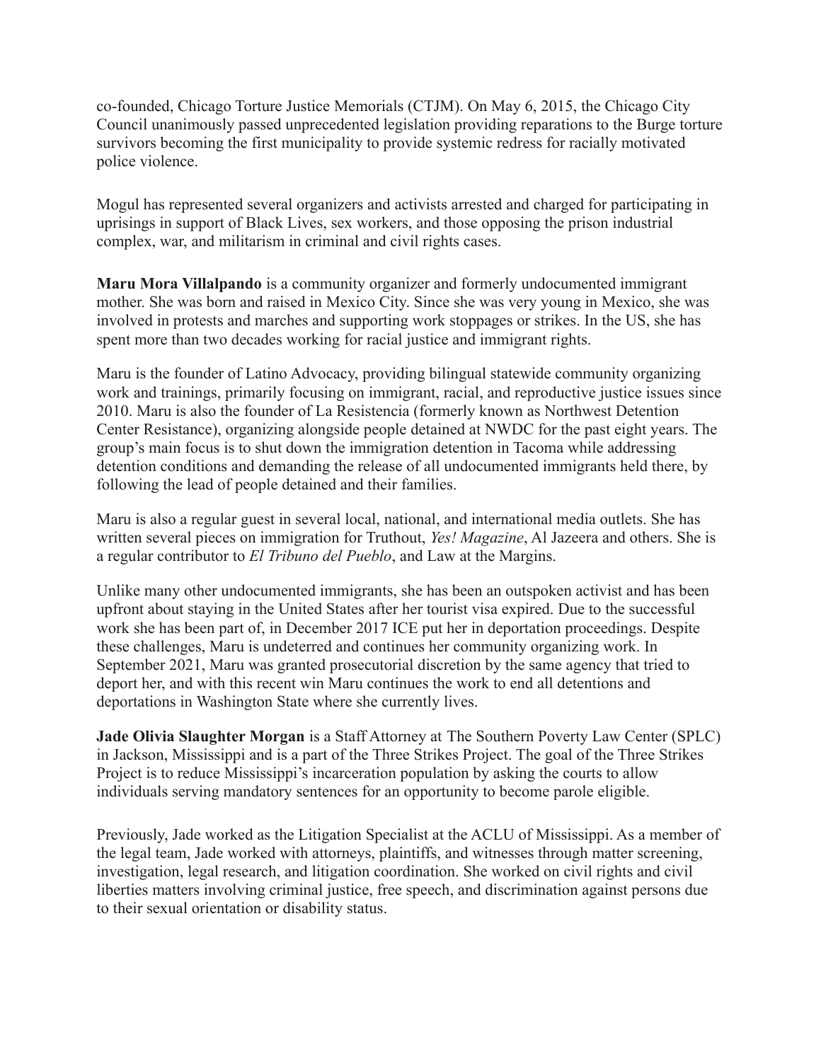co-founded, Chicago Torture Justice Memorials (CTJM). On May 6, 2015, the Chicago City Council unanimously passed unprecedented legislation providing reparations to the Burge torture survivors becoming the first municipality to provide systemic redress for racially motivated police violence.

Mogul has represented several organizers and activists arrested and charged for participating in uprisings in support of Black Lives, sex workers, and those opposing the prison industrial complex, war, and militarism in criminal and civil rights cases.

**Maru Mora Villalpando** is a community organizer and formerly undocumented immigrant mother. She was born and raised in Mexico City. Since she was very young in Mexico, she was involved in protests and marches and supporting work stoppages or strikes. In the US, she has spent more than two decades working for racial justice and immigrant rights.

Maru is the founder of Latino Advocacy, providing bilingual statewide community organizing work and trainings, primarily focusing on immigrant, racial, and reproductive justice issues since 2010. Maru is also the founder of La Resistencia (formerly known as Northwest Detention Center Resistance), organizing alongside people detained at NWDC for the past eight years. The group's main focus is to shut down the immigration detention in Tacoma while addressing detention conditions and demanding the release of all undocumented immigrants held there, by following the lead of people detained and their families.

Maru is also a regular guest in several local, national, and international media outlets. She has written several pieces on immigration for Truthout, *Yes! Magazine*, Al Jazeera and others. She is a regular contributor to *El Tribuno del Pueblo*, and Law at the Margins.

Unlike many other undocumented immigrants, she has been an outspoken activist and has been upfront about staying in the United States after her tourist visa expired. Due to the successful work she has been part of, in December 2017 ICE put her in deportation proceedings. Despite these challenges, Maru is undeterred and continues her community organizing work. In September 2021, Maru was granted prosecutorial discretion by the same agency that tried to deport her, and with this recent win Maru continues the work to end all detentions and deportations in Washington State where she currently lives.

**Jade Olivia Slaughter Morgan** is a Staff Attorney at The Southern Poverty Law Center (SPLC) in Jackson, Mississippi and is a part of the Three Strikes Project. The goal of the Three Strikes Project is to reduce Mississippi's incarceration population by asking the courts to allow individuals serving mandatory sentences for an opportunity to become parole eligible.

Previously, Jade worked as the Litigation Specialist at the ACLU of Mississippi. As a member of the legal team, Jade worked with attorneys, plaintiffs, and witnesses through matter screening, investigation, legal research, and litigation coordination. She worked on civil rights and civil liberties matters involving criminal justice, free speech, and discrimination against persons due to their sexual orientation or disability status.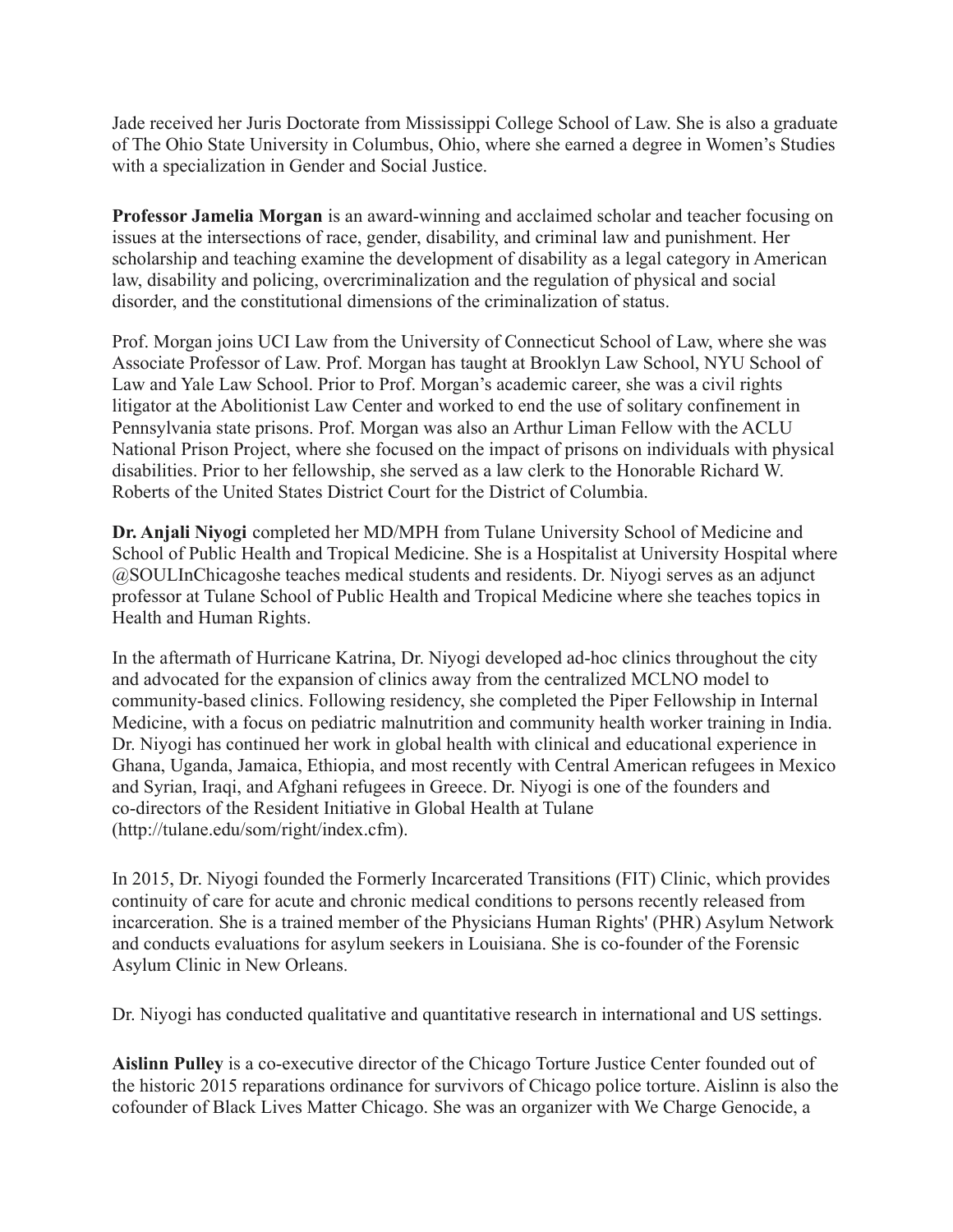Jade received her Juris Doctorate from Mississippi College School of Law. She is also a graduate of The Ohio State University in Columbus, Ohio, where she earned a degree in Women's Studies with a specialization in Gender and Social Justice.

**Professor Jamelia Morgan** is an award-winning and acclaimed scholar and teacher focusing on issues at the intersections of race, gender, disability, and criminal law and punishment. Her scholarship and teaching examine the development of disability as a legal category in American law, disability and policing, overcriminalization and the regulation of physical and social disorder, and the constitutional dimensions of the criminalization of status.

Prof. Morgan joins UCI Law from the University of Connecticut School of Law, where she was Associate Professor of Law. Prof. Morgan has taught at Brooklyn Law School, NYU School of Law and Yale Law School. Prior to Prof. Morgan's academic career, she was a civil rights litigator at the Abolitionist Law Center and worked to end the use of solitary confinement in Pennsylvania state prisons. Prof. Morgan was also an Arthur Liman Fellow with the ACLU National Prison Project, where she focused on the impact of prisons on individuals with physical disabilities. Prior to her fellowship, she served as a law clerk to the Honorable Richard W. Roberts of the United States District Court for the District of Columbia.

**Dr. Anjali Niyogi** completed her MD/MPH from Tulane University School of Medicine and School of Public Health and Tropical Medicine. She is a Hospitalist at University Hospital where @SOULInChicagoshe teaches medical students and residents. Dr. Niyogi serves as an adjunct professor at Tulane School of Public Health and Tropical Medicine where she teaches topics in Health and Human Rights.

In the aftermath of Hurricane Katrina, Dr. Niyogi developed ad-hoc clinics throughout the city and advocated for the expansion of clinics away from the centralized MCLNO model to community-based clinics. Following residency, she completed the Piper Fellowship in Internal Medicine, with a focus on pediatric malnutrition and community health worker training in India. Dr. Niyogi has continued her work in global health with clinical and educational experience in Ghana, Uganda, Jamaica, Ethiopia, and most recently with Central American refugees in Mexico and Syrian, Iraqi, and Afghani refugees in Greece. Dr. Niyogi is one of the founders and co-directors of the Resident Initiative in Global Health at Tulane (http://tulane.edu/som/right/index.cfm).

In 2015, Dr. Niyogi founded the Formerly Incarcerated Transitions (FIT) Clinic, which provides continuity of care for acute and chronic medical conditions to persons recently released from incarceration. She is a trained member of the Physicians Human Rights' (PHR) Asylum Network and conducts evaluations for asylum seekers in Louisiana. She is co-founder of the Forensic Asylum Clinic in New Orleans.

Dr. Niyogi has conducted qualitative and quantitative research in international and US settings.

**Aislinn Pulley** is a co-executive director of the Chicago Torture Justice Center founded out of the historic 2015 reparations ordinance for survivors of Chicago police torture. Aislinn is also the cofounder of Black Lives Matter Chicago. She was an organizer with We Charge Genocide, a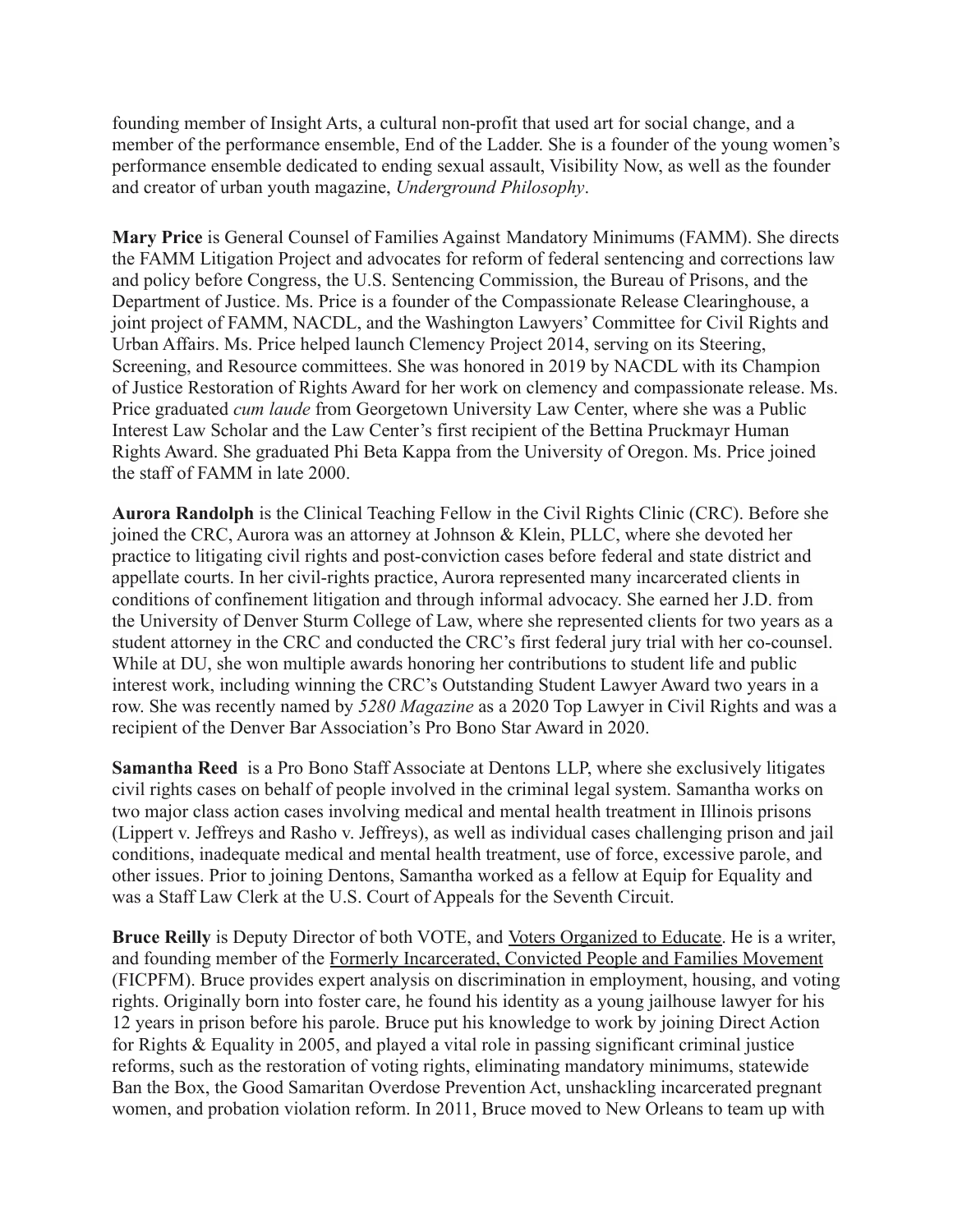founding member of Insight Arts, a cultural non-profit that used art for social change, and a member of the performance ensemble, End of the Ladder. She is a founder of the young women's performance ensemble dedicated to ending sexual assault, Visibility Now, as well as the founder and creator of urban youth magazine, *Underground Philosophy*.

**Mary Price** is General Counsel of Families Against Mandatory Minimums (FAMM). She directs the FAMM Litigation Project and advocates for reform of federal sentencing and corrections law and policy before Congress, the U.S. Sentencing Commission, the Bureau of Prisons, and the Department of Justice. Ms. Price is a founder of the Compassionate Release Clearinghouse, a joint project of FAMM, NACDL, and the Washington Lawyers' Committee for Civil Rights and Urban Affairs. Ms. Price helped launch Clemency Project 2014, serving on its Steering, Screening, and Resource committees. She was honored in 2019 by NACDL with its Champion of Justice Restoration of Rights Award for her work on clemency and compassionate release. Ms. Price graduated *cum laude* from Georgetown University Law Center, where she was a Public Interest Law Scholar and the Law Center's first recipient of the Bettina Pruckmayr Human Rights Award. She graduated Phi Beta Kappa from the University of Oregon. Ms. Price joined the staff of FAMM in late 2000.

**Aurora Randolph** is the Clinical Teaching Fellow in the Civil Rights Clinic (CRC). Before she joined the CRC, Aurora was an attorney at Johnson & Klein, PLLC, where she devoted her practice to litigating civil rights and post-conviction cases before federal and state district and appellate courts. In her civil-rights practice, Aurora represented many incarcerated clients in conditions of confinement litigation and through informal advocacy. She earned her J.D. from the University of Denver Sturm College of Law, where she represented clients for two years as a student attorney in the CRC and conducted the CRC's first federal jury trial with her co-counsel. While at DU, she won multiple awards honoring her contributions to student life and public interest work, including winning the CRC's Outstanding Student Lawyer Award two years in a row. She was recently named by *5280 Magazine* as a 2020 Top Lawyer in Civil Rights and was a recipient of the Denver Bar Association's Pro Bono Star Award in 2020.

**Samantha Reed** is a Pro Bono Staff Associate at Dentons LLP, where she exclusively litigates civil rights cases on behalf of people involved in the criminal legal system. Samantha works on two major class action cases involving medical and mental health treatment in Illinois prisons (Lippert v. Jeffreys and Rasho v. Jeffreys), as well as individual cases challenging prison and jail conditions, inadequate medical and mental health treatment, use of force, excessive parole, and other issues. Prior to joining Dentons, Samantha worked as a fellow at Equip for Equality and was a Staff Law Clerk at the U.S. Court of Appeals for the Seventh Circuit.

**Bruce Reilly** is Deputy Director of both VOTE, and Voters Organized to Educate. He is a writer, and founding member of the Formerly Incarcerated, Convicted People and Families Movement (FICPFM). Bruce provides expert analysis on discrimination in employment, housing, and voting rights. Originally born into foster care, he found his identity as a young jailhouse lawyer for his 12 years in prison before his parole. Bruce put his knowledge to work by joining Direct Action for Rights & Equality in 2005, and played a vital role in passing significant criminal justice reforms, such as the restoration of voting rights, eliminating mandatory minimums, statewide Ban the Box, the Good Samaritan Overdose Prevention Act, unshackling incarcerated pregnant women, and probation violation reform. In 2011, Bruce moved to New Orleans to team up with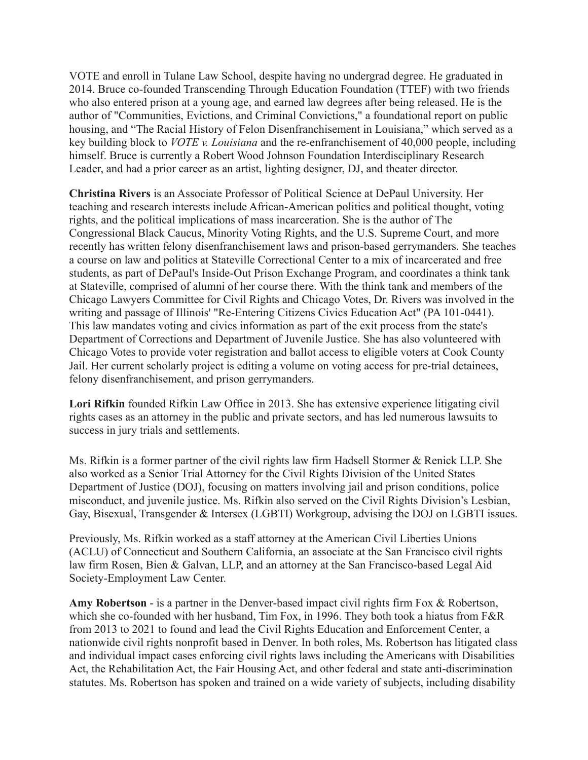VOTE and enroll in Tulane Law School, despite having no undergrad degree. He graduated in 2014. Bruce co-founded Transcending Through Education Foundation (TTEF) with two friends who also entered prison at a young age, and earned law degrees after being released. He is the author of "Communities, Evictions, and Criminal Convictions," a foundational report on public housing, and "The Racial History of Felon Disenfranchisement in Louisiana," which served as a key building block to *VOTE v. Louisiana* and the re-enfranchisement of 40,000 people, including himself. Bruce is currently a Robert Wood Johnson Foundation Interdisciplinary Research Leader, and had a prior career as an artist, lighting designer, DJ, and theater director.

**Christina Rivers** is an Associate Professor of Political Science at DePaul University. Her teaching and research interests include African-American politics and political thought, voting rights, and the political implications of mass incarceration. She is the author of The Congressional Black Caucus, Minority Voting Rights, and the U.S. Supreme Court, and more recently has written felony disenfranchisement laws and prison-based gerrymanders. She teaches a course on law and politics at Stateville Correctional Center to a mix of incarcerated and free students, as part of DePaul's Inside-Out Prison Exchange Program, and coordinates a think tank at Stateville, comprised of alumni of her course there. With the think tank and members of the Chicago Lawyers Committee for Civil Rights and Chicago Votes, Dr. Rivers was involved in the writing and passage of Illinois' "Re-Entering Citizens Civics Education Act" (PA 101-0441). This law mandates voting and civics information as part of the exit process from the state's Department of Corrections and Department of Juvenile Justice. She has also volunteered with Chicago Votes to provide voter registration and ballot access to eligible voters at Cook County Jail. Her current scholarly project is editing a volume on voting access for pre-trial detainees, felony disenfranchisement, and prison gerrymanders.

**Lori Rifkin** founded Rifkin Law Office in 2013. She has extensive experience litigating civil rights cases as an attorney in the public and private sectors, and has led numerous lawsuits to success in jury trials and settlements.

Ms. Rifkin is a former partner of the civil rights law firm Hadsell Stormer & Renick LLP. She also worked as a Senior Trial Attorney for the Civil Rights Division of the United States Department of Justice (DOJ), focusing on matters involving jail and prison conditions, police misconduct, and juvenile justice. Ms. Rifkin also served on the Civil Rights Division's Lesbian, Gay, Bisexual, Transgender & Intersex (LGBTI) Workgroup, advising the DOJ on LGBTI issues.

Previously, Ms. Rifkin worked as a staff attorney at the American Civil Liberties Unions (ACLU) of Connecticut and Southern California, an associate at the San Francisco civil rights law firm Rosen, Bien & Galvan, LLP, and an attorney at the San Francisco-based Legal Aid Society-Employment Law Center.

**Amy Robertson** - is a partner in the Denver-based impact civil rights firm Fox & Robertson, which she co-founded with her husband, Tim Fox, in 1996. They both took a hiatus from F&R from 2013 to 2021 to found and lead the Civil Rights Education and Enforcement Center, a nationwide civil rights nonprofit based in Denver. In both roles, Ms. Robertson has litigated class and individual impact cases enforcing civil rights laws including the Americans with Disabilities Act, the Rehabilitation Act, the Fair Housing Act, and other federal and state anti-discrimination statutes. Ms. Robertson has spoken and trained on a wide variety of subjects, including disability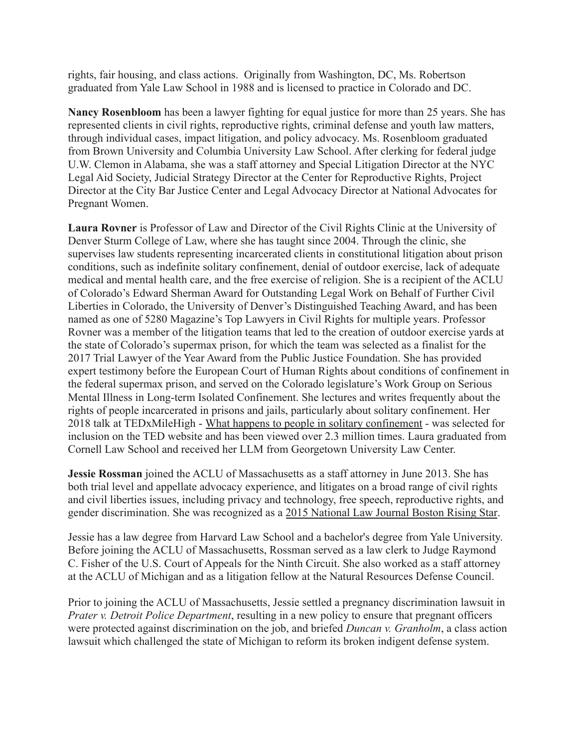rights, fair housing, and class actions.  Originally from Washington, DC, Ms. Robertson graduated from Yale Law School in 1988 and is licensed to practice in Colorado and DC.

**Nancy Rosenbloom** has been a lawyer fighting for equal justice for more than 25 years. She has represented clients in civil rights, reproductive rights, criminal defense and youth law matters, through individual cases, impact litigation, and policy advocacy. Ms. Rosenbloom graduated from Brown University and Columbia University Law School. After clerking for federal judge U.W. Clemon in Alabama, she was a staff attorney and Special Litigation Director at the NYC Legal Aid Society, Judicial Strategy Director at the Center for Reproductive Rights, Project Director at the City Bar Justice Center and Legal Advocacy Director at National Advocates for Pregnant Women.

**Laura Rovner** is Professor of Law and Director of the Civil Rights Clinic at the University of Denver Sturm College of Law, where she has taught since 2004. Through the clinic, she supervises law students representing incarcerated clients in constitutional litigation about prison conditions, such as indefinite solitary confinement, denial of outdoor exercise, lack of adequate medical and mental health care, and the free exercise of religion. She is a recipient of the ACLU of Colorado's Edward Sherman Award for Outstanding Legal Work on Behalf of Further Civil Liberties in Colorado, the University of Denver's Distinguished Teaching Award, and has been named as one of 5280 Magazine's Top Lawyers in Civil Rights for multiple years. Professor Rovner was a member of the litigation teams that led to the creation of outdoor exercise yards at the state of Colorado's supermax prison, for which the team was selected as a finalist for the 2017 Trial Lawyer of the Year Award from the Public Justice Foundation. She has provided expert testimony before the European Court of Human Rights about conditions of confinement in the federal supermax prison, and served on the Colorado legislature's Work Group on Serious Mental Illness in Long-term Isolated Confinement. She lectures and writes frequently about the rights of people incarcerated in prisons and jails, particularly about solitary confinement. Her 2018 talk at TEDxMileHigh - What happens to people in solitary confinement - was selected for inclusion on the TED website and has been viewed over 2.3 million times. Laura graduated from Cornell Law School and received her LLM from Georgetown University Law Center.

**Jessie Rossman** joined the ACLU of Massachusetts as a staff attorney in June 2013. She has both trial level and appellate advocacy experience, and litigates on a broad range of civil rights and civil liberties issues, including privacy and technology, free speech, reproductive rights, and gender discrimination. She was recognized as a 2015 National Law Journal Boston Rising Star.

Jessie has a law degree from Harvard Law School and a bachelor's degree from Yale University. Before joining the ACLU of Massachusetts, Rossman served as a law clerk to Judge Raymond C. Fisher of the U.S. Court of Appeals for the Ninth Circuit. She also worked as a staff attorney at the ACLU of Michigan and as a litigation fellow at the Natural Resources Defense Council.

Prior to joining the ACLU of Massachusetts, Jessie settled a pregnancy discrimination lawsuit in *Prater v. Detroit Police Department*, resulting in a new policy to ensure that pregnant officers were protected against discrimination on the job, and briefed *Duncan v. Granholm*, a class action lawsuit which challenged the state of Michigan to reform its broken indigent defense system.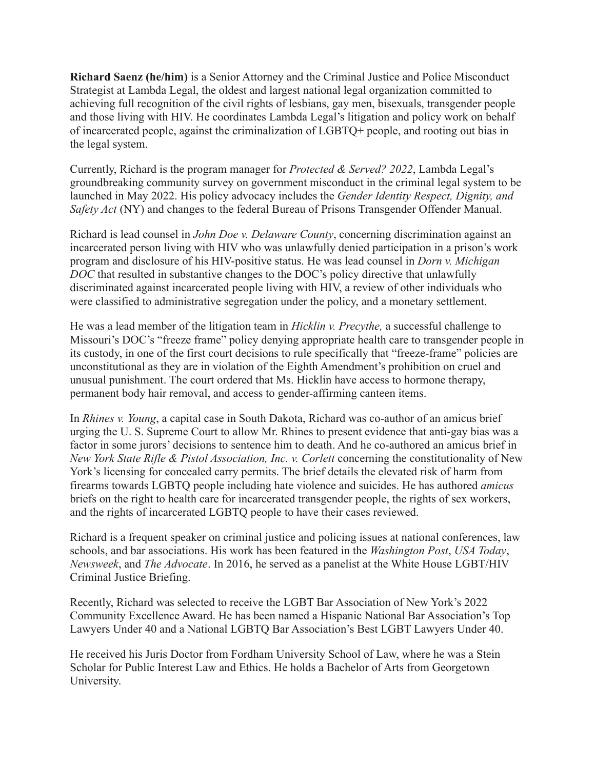**Richard Saenz (he/him)** is a Senior Attorney and the Criminal Justice and Police Misconduct Strategist at Lambda Legal, the oldest and largest national legal organization committed to achieving full recognition of the civil rights of lesbians, gay men, bisexuals, transgender people and those living with HIV. He coordinates Lambda Legal's litigation and policy work on behalf of incarcerated people, against the criminalization of LGBTQ+ people, and rooting out bias in the legal system.

Currently, Richard is the program manager for *Protected & Served? 2022*, Lambda Legal's groundbreaking community survey on government misconduct in the criminal legal system to be launched in May 2022. His policy advocacy includes the *Gender Identity Respect, Dignity, and Safety Act* (NY) and changes to the federal Bureau of Prisons Transgender Offender Manual.

Richard is lead counsel in *John Doe v. Delaware County*, concerning discrimination against an incarcerated person living with HIV who was unlawfully denied participation in a prison's work program and disclosure of his HIV-positive status. He was lead counsel in *Dorn v. Michigan DOC* that resulted in substantive changes to the DOC's policy directive that unlawfully discriminated against incarcerated people living with HIV, a review of other individuals who were classified to administrative segregation under the policy, and a monetary settlement.

He was a lead member of the litigation team in *Hicklin v. Precythe,* a successful challenge to Missouri's DOC's "freeze frame" policy denying appropriate health care to transgender people in its custody, in one of the first court decisions to rule specifically that "freeze-frame" policies are unconstitutional as they are in violation of the Eighth Amendment's prohibition on cruel and unusual punishment. The court ordered that Ms. Hicklin have access to hormone therapy, permanent body hair removal, and access to gender-affirming canteen items.

In *Rhines v. Young*, a capital case in South Dakota, Richard was co-author of an amicus brief urging the U. S. Supreme Court to allow Mr. Rhines to present evidence that anti-gay bias was a factor in some jurors' decisions to sentence him to death. And he co-authored an amicus brief in *New York State Rifle & Pistol Association, Inc. v. Corlett* concerning the constitutionality of New York's licensing for concealed carry permits. The brief details the elevated risk of harm from firearms towards LGBTQ people including hate violence and suicides. He has authored *amicus* briefs on the right to health care for incarcerated transgender people, the rights of sex workers, and the rights of incarcerated LGBTQ people to have their cases reviewed.

Richard is a frequent speaker on criminal justice and policing issues at national conferences, law schools, and bar associations. His work has been featured in the *Washington Post*, *USA Today*, *Newsweek*, and *The Advocate*. In 2016, he served as a panelist at the White House LGBT/HIV Criminal Justice Briefing.

Recently, Richard was selected to receive the LGBT Bar Association of New York's 2022 Community Excellence Award. He has been named a Hispanic National Bar Association's Top Lawyers Under 40 and a National LGBTQ Bar Association's Best LGBT Lawyers Under 40.

He received his Juris Doctor from Fordham University School of Law, where he was a Stein Scholar for Public Interest Law and Ethics. He holds a Bachelor of Arts from Georgetown University.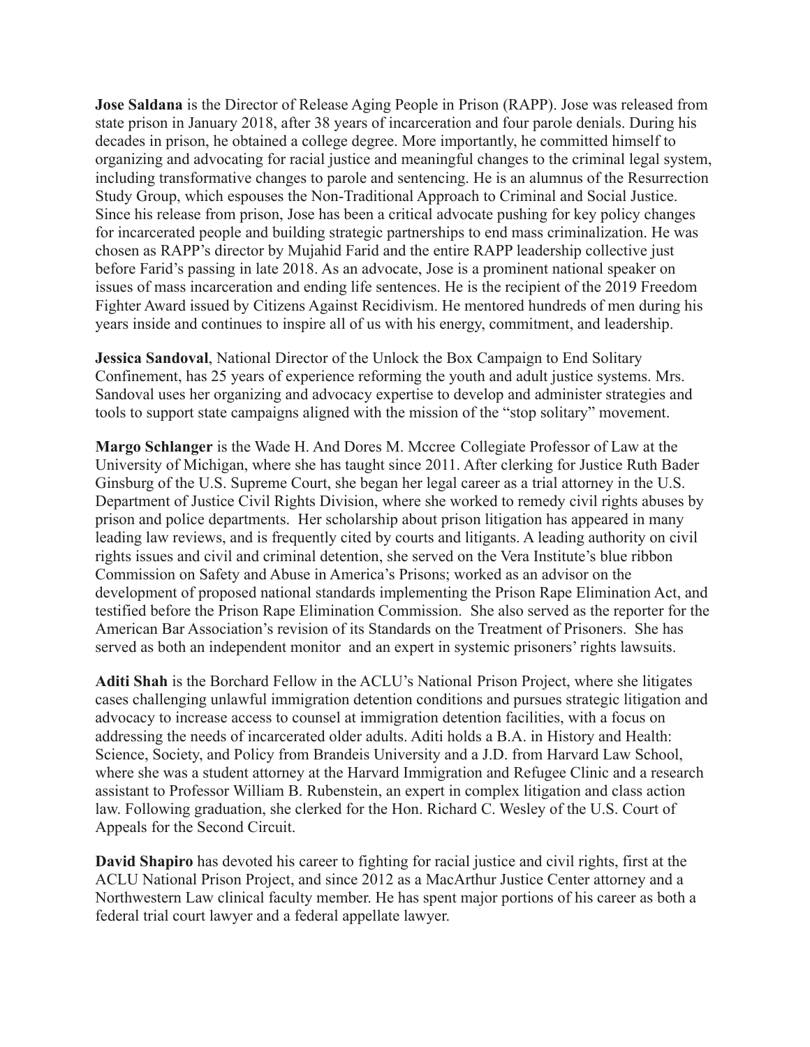**Jose Saldana** is the Director of Release Aging People in Prison (RAPP). Jose was released from state prison in January 2018, after 38 years of incarceration and four parole denials. During his decades in prison, he obtained a college degree. More importantly, he committed himself to organizing and advocating for racial justice and meaningful changes to the criminal legal system, including transformative changes to parole and sentencing. He is an alumnus of the Resurrection Study Group, which espouses the Non-Traditional Approach to Criminal and Social Justice. Since his release from prison, Jose has been a critical advocate pushing for key policy changes for incarcerated people and building strategic partnerships to end mass criminalization. He was chosen as RAPP's director by Mujahid Farid and the entire RAPP leadership collective just before Farid's passing in late 2018. As an advocate, Jose is a prominent national speaker on issues of mass incarceration and ending life sentences. He is the recipient of the 2019 Freedom Fighter Award issued by Citizens Against Recidivism. He mentored hundreds of men during his years inside and continues to inspire all of us with his energy, commitment, and leadership.

**Jessica Sandoval**, National Director of the Unlock the Box Campaign to End Solitary Confinement, has 25 years of experience reforming the youth and adult justice systems. Mrs. Sandoval uses her organizing and advocacy expertise to develop and administer strategies and tools to support state campaigns aligned with the mission of the "stop solitary" movement.

**Margo Schlanger** is the Wade H. And Dores M. Mccree Collegiate Professor of Law at the University of Michigan, where she has taught since 2011. After clerking for Justice Ruth Bader Ginsburg of the U.S. Supreme Court, she began her legal career as a trial attorney in the U.S. Department of Justice Civil Rights Division, where she worked to remedy civil rights abuses by prison and police departments. Her scholarship about prison litigation has appeared in many leading law reviews, and is frequently cited by courts and litigants. A leading authority on civil rights issues and civil and criminal detention, she served on the Vera Institute's blue ribbon Commission on Safety and Abuse in America's Prisons; worked as an advisor on the development of proposed national standards implementing the Prison Rape Elimination Act, and testified before the Prison Rape Elimination Commission. She also served as the reporter for the American Bar Association's revision of its Standards on the Treatment of Prisoners. She has served as both an independent monitor and an expert in systemic prisoners' rights lawsuits.

**Aditi Shah** is the Borchard Fellow in the ACLU's National Prison Project, where she litigates cases challenging unlawful immigration detention conditions and pursues strategic litigation and advocacy to increase access to counsel at immigration detention facilities, with a focus on addressing the needs of incarcerated older adults. Aditi holds a B.A. in History and Health: Science, Society, and Policy from Brandeis University and a J.D. from Harvard Law School, where she was a student attorney at the Harvard Immigration and Refugee Clinic and a research assistant to Professor William B. Rubenstein, an expert in complex litigation and class action law. Following graduation, she clerked for the Hon. Richard C. Wesley of the U.S. Court of Appeals for the Second Circuit.

**David Shapiro** has devoted his career to fighting for racial justice and civil rights, first at the ACLU National Prison Project, and since 2012 as a MacArthur Justice Center attorney and a Northwestern Law clinical faculty member. He has spent major portions of his career as both a federal trial court lawyer and a federal appellate lawyer.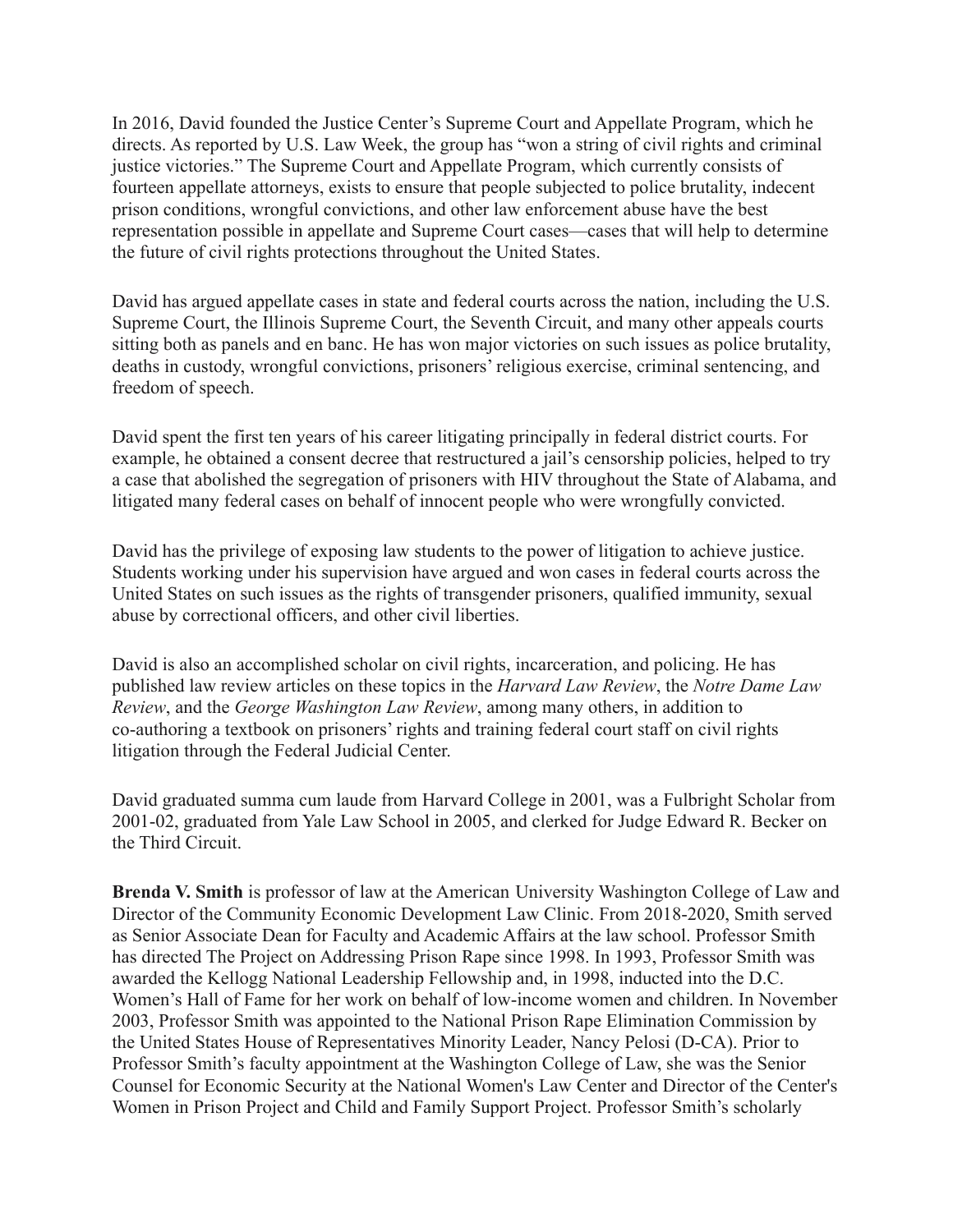In 2016, David founded the Justice Center's Supreme Court and Appellate Program, which he directs. As reported by U.S. Law Week, the group has "won a string of civil rights and criminal justice victories." The Supreme Court and Appellate Program, which currently consists of fourteen appellate attorneys, exists to ensure that people subjected to police brutality, indecent prison conditions, wrongful convictions, and other law enforcement abuse have the best representation possible in appellate and Supreme Court cases—cases that will help to determine the future of civil rights protections throughout the United States.

David has argued appellate cases in state and federal courts across the nation, including the U.S. Supreme Court, the Illinois Supreme Court, the Seventh Circuit, and many other appeals courts sitting both as panels and en banc. He has won major victories on such issues as police brutality, deaths in custody, wrongful convictions, prisoners' religious exercise, criminal sentencing, and freedom of speech.

David spent the first ten years of his career litigating principally in federal district courts. For example, he obtained a consent decree that restructured a jail's censorship policies, helped to try a case that abolished the segregation of prisoners with HIV throughout the State of Alabama, and litigated many federal cases on behalf of innocent people who were wrongfully convicted.

David has the privilege of exposing law students to the power of litigation to achieve justice. Students working under his supervision have argued and won cases in federal courts across the United States on such issues as the rights of transgender prisoners, qualified immunity, sexual abuse by correctional officers, and other civil liberties.

David is also an accomplished scholar on civil rights, incarceration, and policing. He has published law review articles on these topics in the *Harvard Law Review*, the *Notre Dame Law Review*, and the *George Washington Law Review*, among many others, in addition to co-authoring a textbook on prisoners' rights and training federal court staff on civil rights litigation through the Federal Judicial Center.

David graduated summa cum laude from Harvard College in 2001, was a Fulbright Scholar from 2001-02, graduated from Yale Law School in 2005, and clerked for Judge Edward R. Becker on the Third Circuit.

**Brenda V. Smith** is professor of law at the American University Washington College of Law and Director of the Community Economic Development Law Clinic. From 2018-2020, Smith served as Senior Associate Dean for Faculty and Academic Affairs at the law school. Professor Smith has directed The Project on Addressing Prison Rape since 1998. In 1993, Professor Smith was awarded the Kellogg National Leadership Fellowship and, in 1998, inducted into the D.C. Women's Hall of Fame for her work on behalf of low-income women and children. In November 2003, Professor Smith was appointed to the National Prison Rape Elimination Commission by the United States House of Representatives Minority Leader, Nancy Pelosi (D-CA). Prior to Professor Smith's faculty appointment at the Washington College of Law, she was the Senior Counsel for Economic Security at the National Women's Law Center and Director of the Center's Women in Prison Project and Child and Family Support Project. Professor Smith's scholarly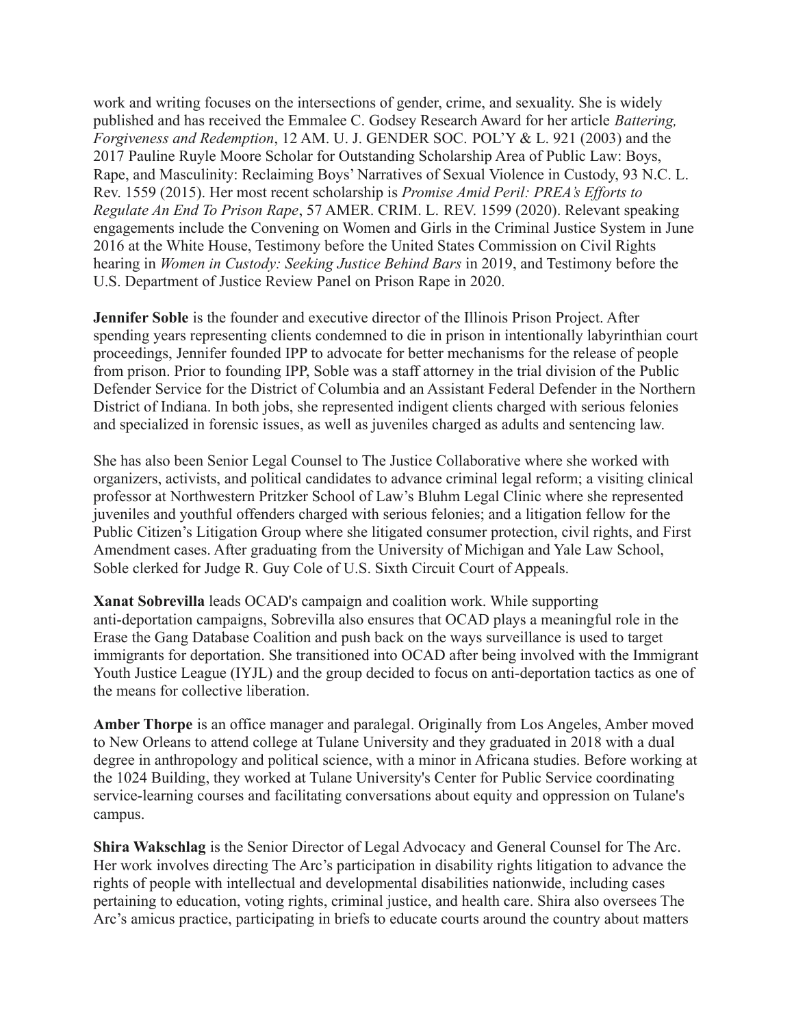work and writing focuses on the intersections of gender, crime, and sexuality. She is widely published and has received the Emmalee C. Godsey Research Award for her article *Battering, Forgiveness and Redemption*, 12 AM. U. J. GENDER SOC. POL'Y & L. 921 (2003) and the 2017 Pauline Ruyle Moore Scholar for Outstanding Scholarship Area of Public Law: Boys, Rape, and Masculinity: Reclaiming Boys' Narratives of Sexual Violence in Custody, 93 N.C. L. Rev. 1559 (2015). Her most recent scholarship is *Promise Amid Peril: PREA's Efforts to Regulate An End To Prison Rape*, 57 AMER. CRIM. L. REV. 1599 (2020). Relevant speaking engagements include the Convening on Women and Girls in the Criminal Justice System in June 2016 at the White House, Testimony before the United States Commission on Civil Rights hearing in *Women in Custody: Seeking Justice Behind Bars* in 2019, and Testimony before the U.S. Department of Justice Review Panel on Prison Rape in 2020.

**Jennifer Soble** is the founder and executive director of the Illinois Prison Project. After spending years representing clients condemned to die in prison in intentionally labyrinthian court proceedings, Jennifer founded IPP to advocate for better mechanisms for the release of people from prison. Prior to founding IPP, Soble was a staff attorney in the trial division of the Public Defender Service for the District of Columbia and an Assistant Federal Defender in the Northern District of Indiana. In both jobs, she represented indigent clients charged with serious felonies and specialized in forensic issues, as well as juveniles charged as adults and sentencing law.

She has also been Senior Legal Counsel to The Justice Collaborative where she worked with organizers, activists, and political candidates to advance criminal legal reform; a visiting clinical professor at Northwestern Pritzker School of Law's Bluhm Legal Clinic where she represented juveniles and youthful offenders charged with serious felonies; and a litigation fellow for the Public Citizen's Litigation Group where she litigated consumer protection, civil rights, and First Amendment cases. After graduating from the University of Michigan and Yale Law School, Soble clerked for Judge R. Guy Cole of U.S. Sixth Circuit Court of Appeals.

**Xanat Sobrevilla** leads OCAD's campaign and coalition work. While supporting anti-deportation campaigns, Sobrevilla also ensures that OCAD plays a meaningful role in the Erase the Gang Database Coalition and push back on the ways surveillance is used to target immigrants for deportation. She transitioned into OCAD after being involved with the Immigrant Youth Justice League (IYJL) and the group decided to focus on anti-deportation tactics as one of the means for collective liberation.

**Amber Thorpe** is an office manager and paralegal. Originally from Los Angeles, Amber moved to New Orleans to attend college at Tulane University and they graduated in 2018 with a dual degree in anthropology and political science, with a minor in Africana studies. Before working at the 1024 Building, they worked at Tulane University's Center for Public Service coordinating service-learning courses and facilitating conversations about equity and oppression on Tulane's campus.

**Shira Wakschlag** is the Senior Director of Legal Advocacy and General Counsel for The Arc. Her work involves directing The Arc's participation in disability rights litigation to advance the rights of people with intellectual and developmental disabilities nationwide, including cases pertaining to education, voting rights, criminal justice, and health care. Shira also oversees The Arc's amicus practice, participating in briefs to educate courts around the country about matters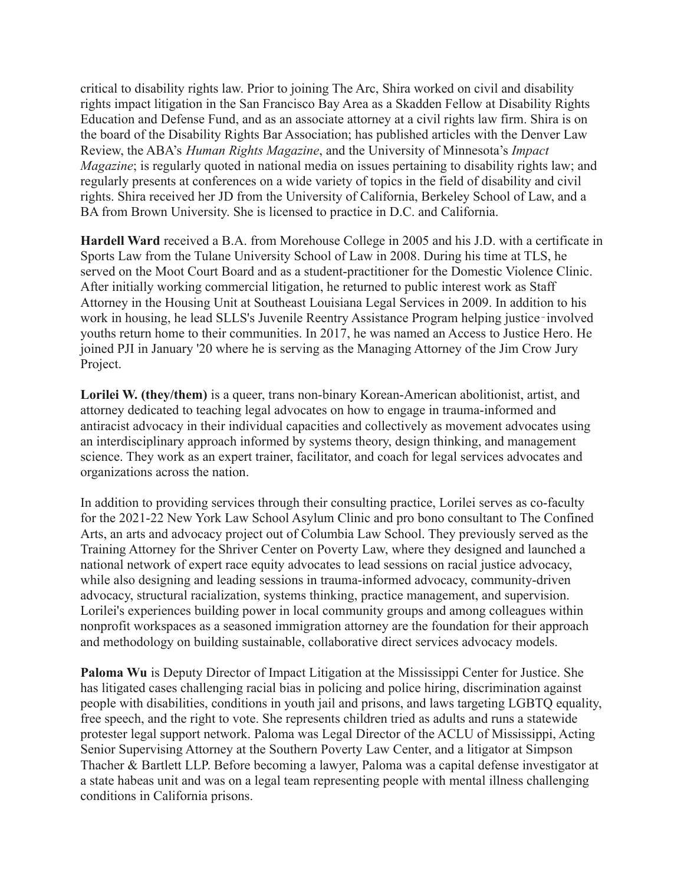critical to disability rights law. Prior to joining The Arc, Shira worked on civil and disability rights impact litigation in the San Francisco Bay Area as a Skadden Fellow at Disability Rights Education and Defense Fund, and as an associate attorney at a civil rights law firm. Shira is on the board of the Disability Rights Bar Association; has published articles with the Denver Law Review, the ABA's *Human Rights Magazine*, and the University of Minnesota's *Impact Magazine*; is regularly quoted in national media on issues pertaining to disability rights law; and regularly presents at conferences on a wide variety of topics in the field of disability and civil rights. Shira received her JD from the University of California, Berkeley School of Law, and a BA from Brown University. She is licensed to practice in D.C. and California.

**Hardell Ward** received a B.A. from Morehouse College in 2005 and his J.D. with a certificate in Sports Law from the Tulane University School of Law in 2008. During his time at TLS, he served on the Moot Court Board and as a student-practitioner for the Domestic Violence Clinic. After initially working commercial litigation, he returned to public interest work as Staff Attorney in the Housing Unit at Southeast Louisiana Legal Services in 2009. In addition to his work in housing, he lead SLLS's Juvenile Reentry Assistance Program helping justice-involved youths return home to their communities. In 2017, he was named an Access to Justice Hero. He joined PJI in January '20 where he is serving as the Managing Attorney of the Jim Crow Jury Project.

**Lorilei W. (they/them)** is a queer, trans non-binary Korean-American abolitionist, artist, and attorney dedicated to teaching legal advocates on how to engage in trauma-informed and antiracist advocacy in their individual capacities and collectively as movement advocates using an interdisciplinary approach informed by systems theory, design thinking, and management science. They work as an expert trainer, facilitator, and coach for legal services advocates and organizations across the nation.

In addition to providing services through their consulting practice, Lorilei serves as co-faculty for the 2021-22 New York Law School Asylum Clinic and pro bono consultant to The Confined Arts, an arts and advocacy project out of Columbia Law School. They previously served as the Training Attorney for the Shriver Center on Poverty Law, where they designed and launched a national network of expert race equity advocates to lead sessions on racial justice advocacy, while also designing and leading sessions in trauma-informed advocacy, community-driven advocacy, structural racialization, systems thinking, practice management, and supervision. Lorilei's experiences building power in local community groups and among colleagues within nonprofit workspaces as a seasoned immigration attorney are the foundation for their approach and methodology on building sustainable, collaborative direct services advocacy models.

**Paloma Wu** is Deputy Director of Impact Litigation at the Mississippi Center for Justice. She has litigated cases challenging racial bias in policing and police hiring, discrimination against people with disabilities, conditions in youth jail and prisons, and laws targeting LGBTQ equality, free speech, and the right to vote. She represents children tried as adults and runs a statewide protester legal support network. Paloma was Legal Director of the ACLU of Mississippi, Acting Senior Supervising Attorney at the Southern Poverty Law Center, and a litigator at Simpson Thacher & Bartlett LLP. Before becoming a lawyer, Paloma was a capital defense investigator at a state habeas unit and was on a legal team representing people with mental illness challenging conditions in California prisons.